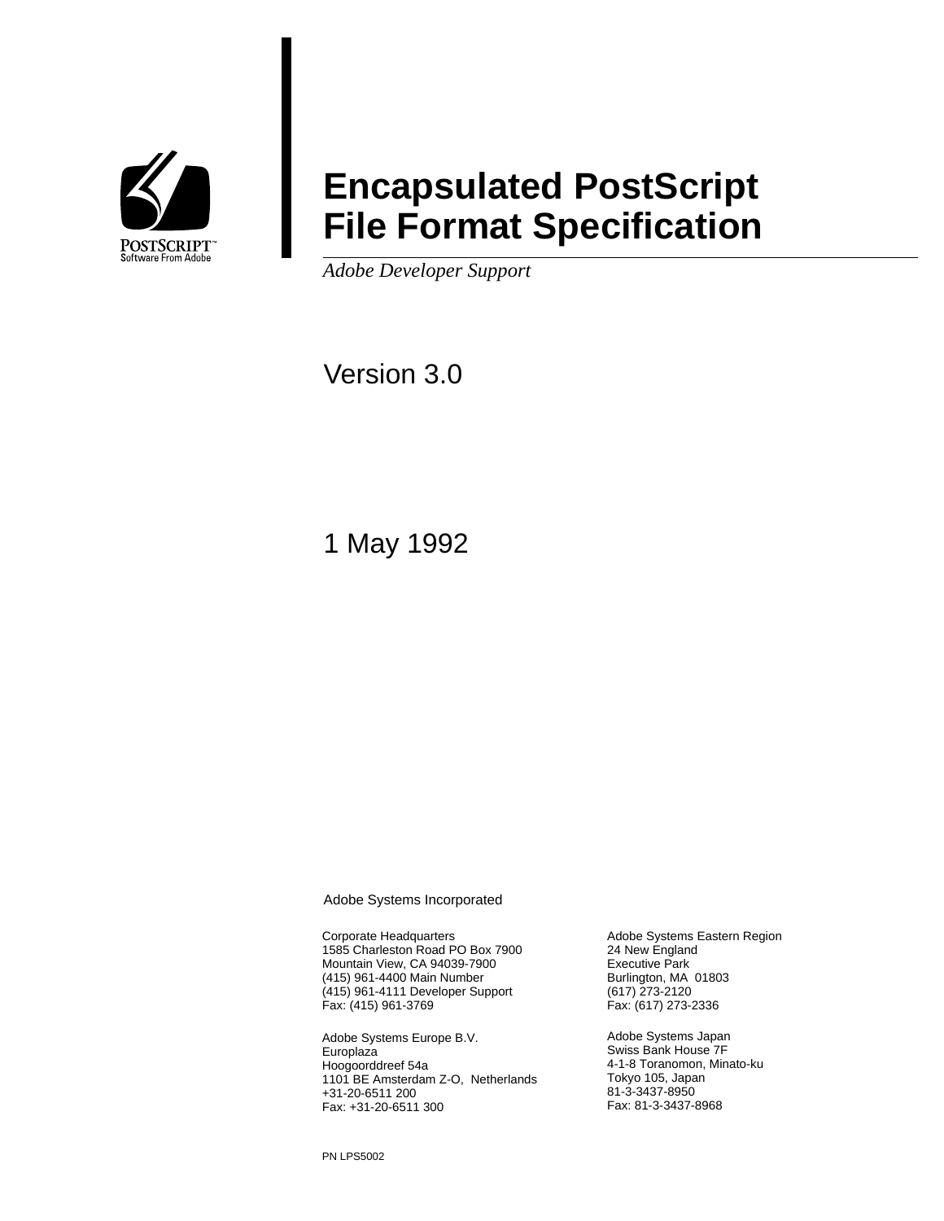POSTSCRIPT™
Software From Adobe

# Encapsulated PostScript File Format Specification

*Adobe Developer Support*

Version 3.0

1 May 1992

Adobe Systems Incorporated

Corporate Headquarters
1585 Charleston Road PO Box 7900
Mountain View, CA 94039-7900
(415) 961-4400 Main Number
(415) 961-4111 Developer Support
Fax: (415) 961-3769

Adobe Systems Europe B.V.
Europlaza
Hoogoorddreef 54a
1101 BE Amsterdam Z-O, Netherlands
+31-20-6511 200
Fax: +31-20-6511 300

Adobe Systems Eastern Region
24 New England
Executive Park
Burlington, MA 01803
(617) 273-2120
Fax: (617) 273-2336

Adobe Systems Japan
Swiss Bank House 7F
4-1-8 Toranomon, Minato-ku
Tokyo 105, Japan
81-3-3437-8950
Fax: 81-3-3437-8968

PN LPS5002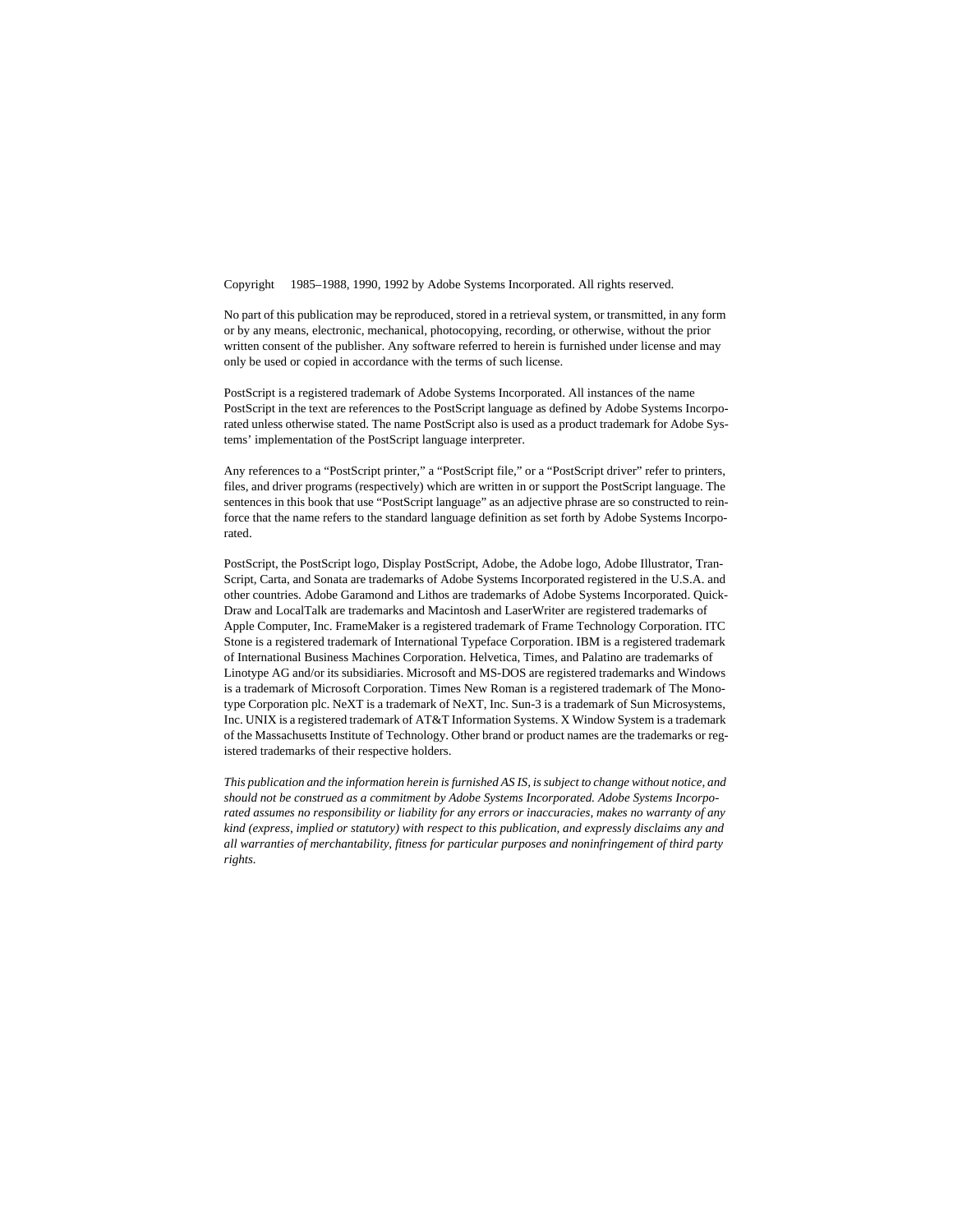Copyright 1985–1988, 1990, 1992 by Adobe Systems Incorporated. All rights reserved.

No part of this publication may be reproduced, stored in a retrieval system, or transmitted, in any form or by any means, electronic, mechanical, photocopying, recording, or otherwise, without the prior written consent of the publisher. Any software referred to herein is furnished under license and may only be used or copied in accordance with the terms of such license.

PostScript is a registered trademark of Adobe Systems Incorporated. All instances of the name PostScript in the text are references to the PostScript language as defined by Adobe Systems Incorporated unless otherwise stated. The name PostScript also is used as a product trademark for Adobe Systems' implementation of the PostScript language interpreter.

Any references to a "PostScript printer," a "PostScript file," or a "PostScript driver" refer to printers, files, and driver programs (respectively) which are written in or support the PostScript language. The sentences in this book that use "PostScript language" as an adjective phrase are so constructed to reinforce that the name refers to the standard language definition as set forth by Adobe Systems Incorporated.

PostScript, the PostScript logo, Display PostScript, Adobe, the Adobe logo, Adobe Illustrator, TranScript, Carta, and Sonata are trademarks of Adobe Systems Incorporated registered in the U.S.A. and other countries. Adobe Garamond and Lithos are trademarks of Adobe Systems Incorporated. QuickDraw and LocalTalk are trademarks and Macintosh and LaserWriter are registered trademarks of Apple Computer, Inc. FrameMaker is a registered trademark of Frame Technology Corporation. ITC Stone is a registered trademark of International Typeface Corporation. IBM is a registered trademark of International Business Machines Corporation. Helvetica, Times, and Palatino are trademarks of Linotype AG and/or its subsidiaries. Microsoft and MS-DOS are registered trademarks and Windows is a trademark of Microsoft Corporation. Times New Roman is a registered trademark of The Monotype Corporation plc. NeXT is a trademark of NeXT, Inc. Sun-3 is a trademark of Sun Microsystems, Inc. UNIX is a registered trademark of AT&T Information Systems. X Window System is a trademark of the Massachusetts Institute of Technology. Other brand or product names are the trademarks or registered trademarks of their respective holders.

*This publication and the information herein is furnished AS IS, is subject to change without notice, and should not be construed as a commitment by Adobe Systems Incorporated. Adobe Systems Incorporated assumes no responsibility or liability for any errors or inaccuracies, makes no warranty of any kind (express, implied or statutory) with respect to this publication, and expressly disclaims any and all warranties of merchantability, fitness for particular purposes and noninfringement of third party rights.*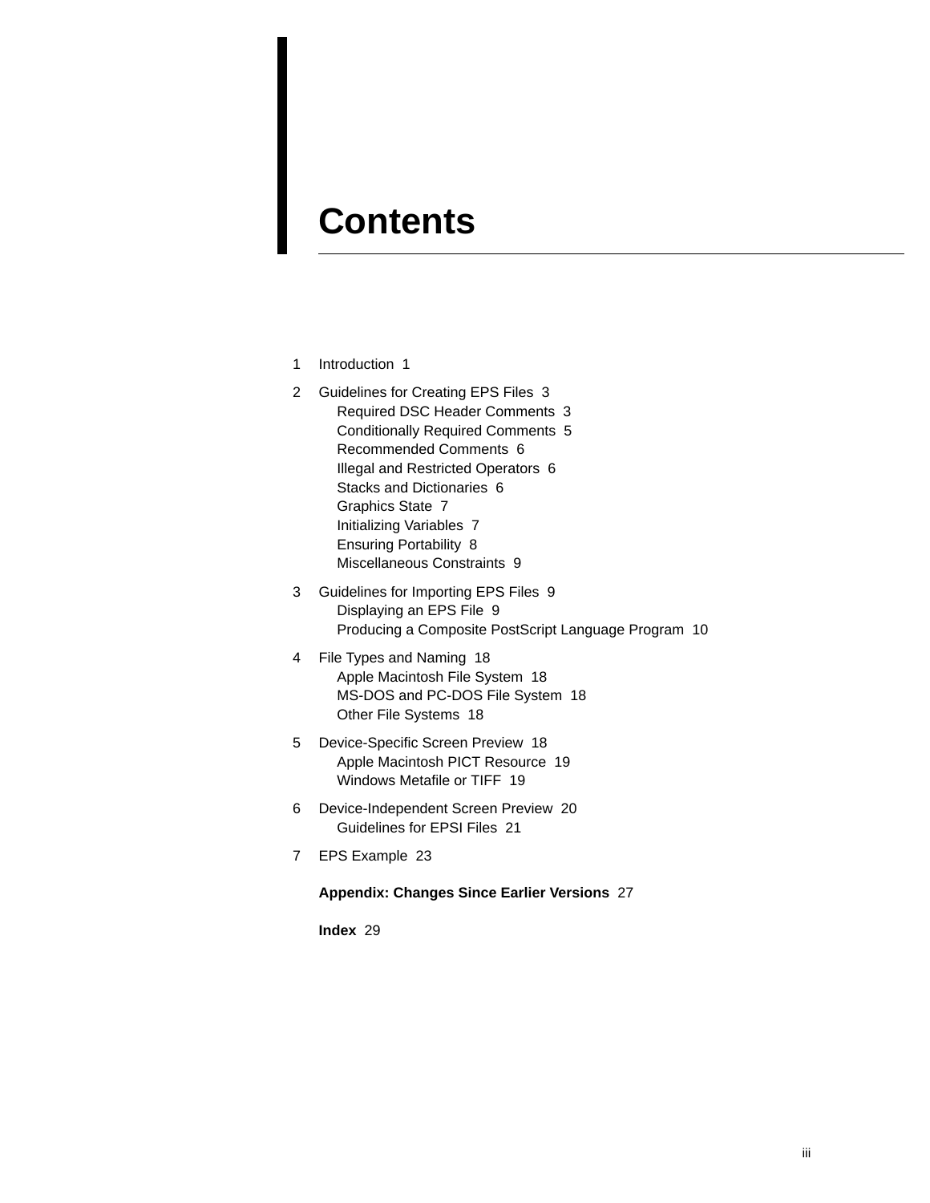# Contents

1 Introduction 1

2 Guidelines for Creating EPS Files 3
- Required DSC Header Comments 3
- Conditionally Required Comments 5
- Recommended Comments 6
- Illegal and Restricted Operators 6
- Stacks and Dictionaries 6
- Graphics State 7
- Initializing Variables 7
- Ensuring Portability 8
- Miscellaneous Constraints 9

3 Guidelines for Importing EPS Files 9
- Displaying an EPS File 9
- Producing a Composite PostScript Language Program 10

4 File Types and Naming 18
- Apple Macintosh File System 18
- MS-DOS and PC-DOS File System 18
- Other File Systems 18

5 Device-Specific Screen Preview 18
- Apple Macintosh PICT Resource 19
- Windows Metafile or TIFF 19

6 Device-Independent Screen Preview 20
- Guidelines for EPSI Files 21

7 EPS Example 23

**Appendix: Changes Since Earlier Versions** 27

**Index** 29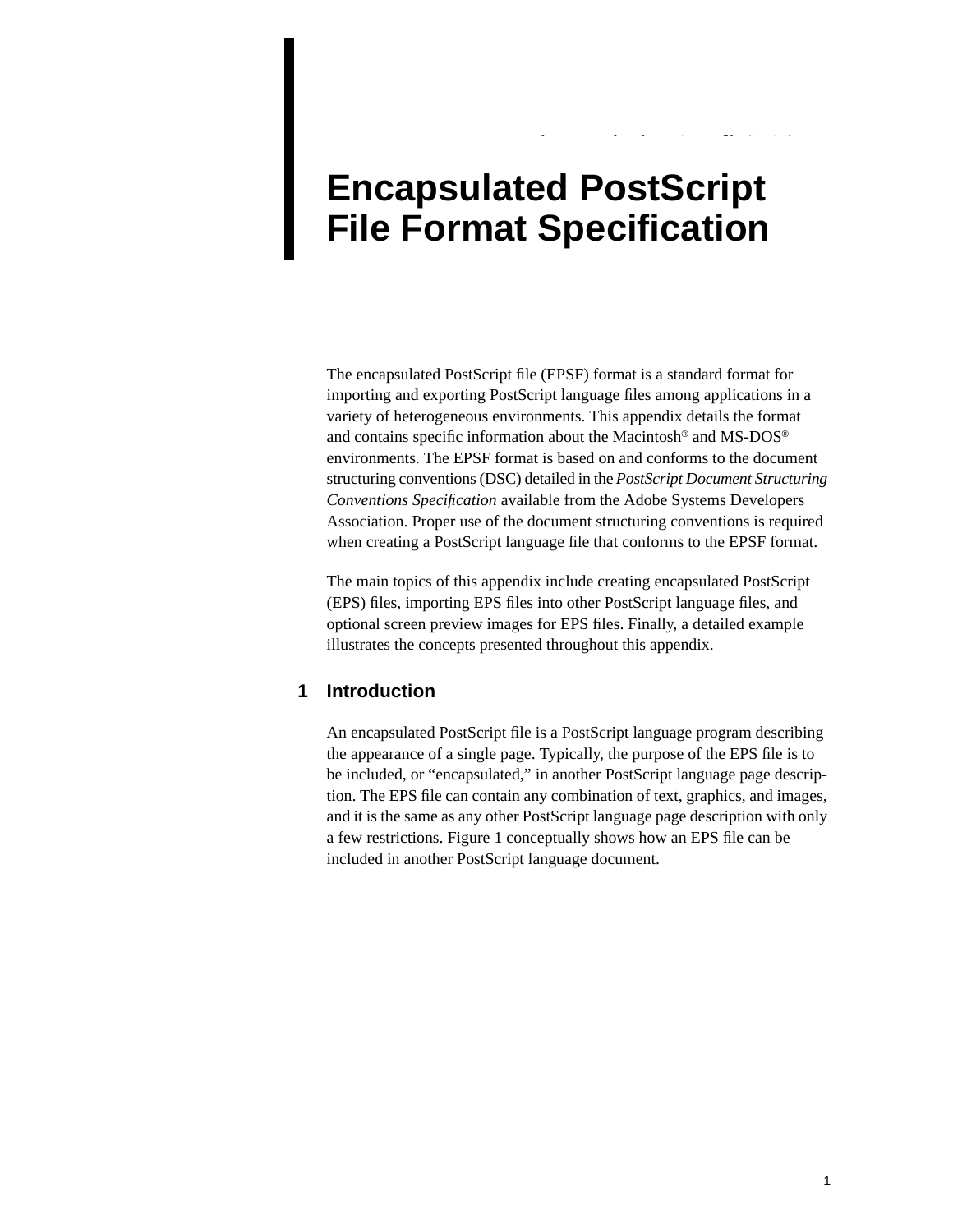# Encapsulated PostScript File Format Specification

The encapsulated PostScript file (EPSF) format is a standard format for importing and exporting PostScript language files among applications in a variety of heterogeneous environments. This appendix details the format and contains specific information about the Macintosh® and MS-DOS® environments. The EPSF format is based on and conforms to the document structuring conventions (DSC) detailed in the *PostScript Document Structuring Conventions Specification* available from the Adobe Systems Developers Association. Proper use of the document structuring conventions is required when creating a PostScript language file that conforms to the EPSF format.

The main topics of this appendix include creating encapsulated PostScript (EPS) files, importing EPS files into other PostScript language files, and optional screen preview images for EPS files. Finally, a detailed example illustrates the concepts presented throughout this appendix.

## 1 Introduction

An encapsulated PostScript file is a PostScript language program describing the appearance of a single page. Typically, the purpose of the EPS file is to be included, or "encapsulated," in another PostScript language page description. The EPS file can contain any combination of text, graphics, and images, and it is the same as any other PostScript language page description with only a few restrictions. Figure 1 conceptually shows how an EPS file can be included in another PostScript language document.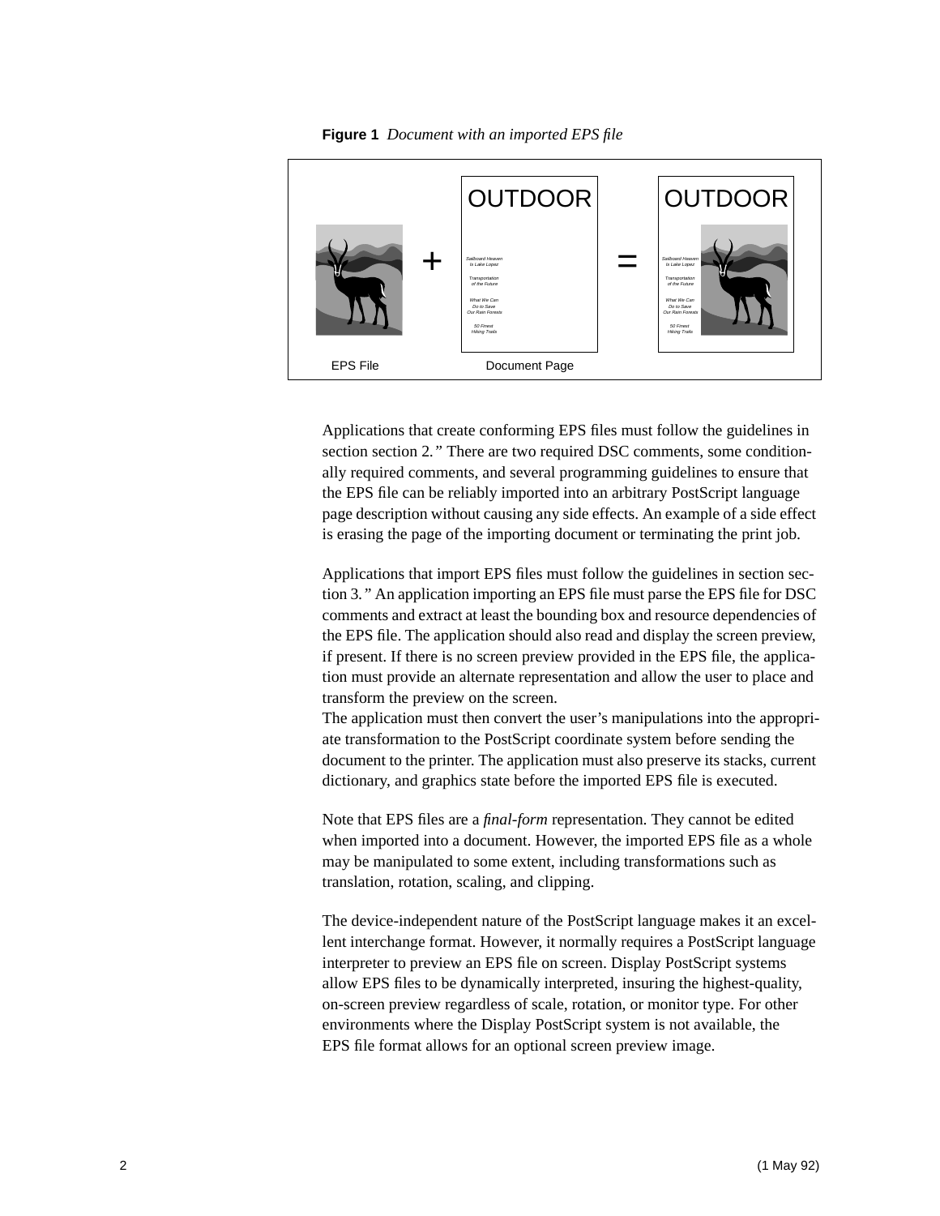**Figure 1** *Document with an imported EPS file*

Applications that create conforming EPS files must follow the guidelines in section section 2." There are two required DSC comments, some conditionally required comments, and several programming guidelines to ensure that the EPS file can be reliably imported into an arbitrary PostScript language page description without causing any side effects. An example of a side effect is erasing the page of the importing document or terminating the print job.

Applications that import EPS files must follow the guidelines in section section 3." An application importing an EPS file must parse the EPS file for DSC comments and extract at least the bounding box and resource dependencies of the EPS file. The application should also read and display the screen preview, if present. If there is no screen preview provided in the EPS file, the application must provide an alternate representation and allow the user to place and transform the preview on the screen.
The application must then convert the user's manipulations into the appropriate transformation to the PostScript coordinate system before sending the document to the printer. The application must also preserve its stacks, current dictionary, and graphics state before the imported EPS file is executed.

Note that EPS files are a *final-form* representation. They cannot be edited when imported into a document. However, the imported EPS file as a whole may be manipulated to some extent, including transformations such as translation, rotation, scaling, and clipping.

The device-independent nature of the PostScript language makes it an excellent interchange format. However, it normally requires a PostScript language interpreter to preview an EPS file on screen. Display PostScript systems allow EPS files to be dynamically interpreted, insuring the highest-quality, on-screen preview regardless of scale, rotation, or monitor type. For other environments where the Display PostScript system is not available, the EPS file format allows for an optional screen preview image.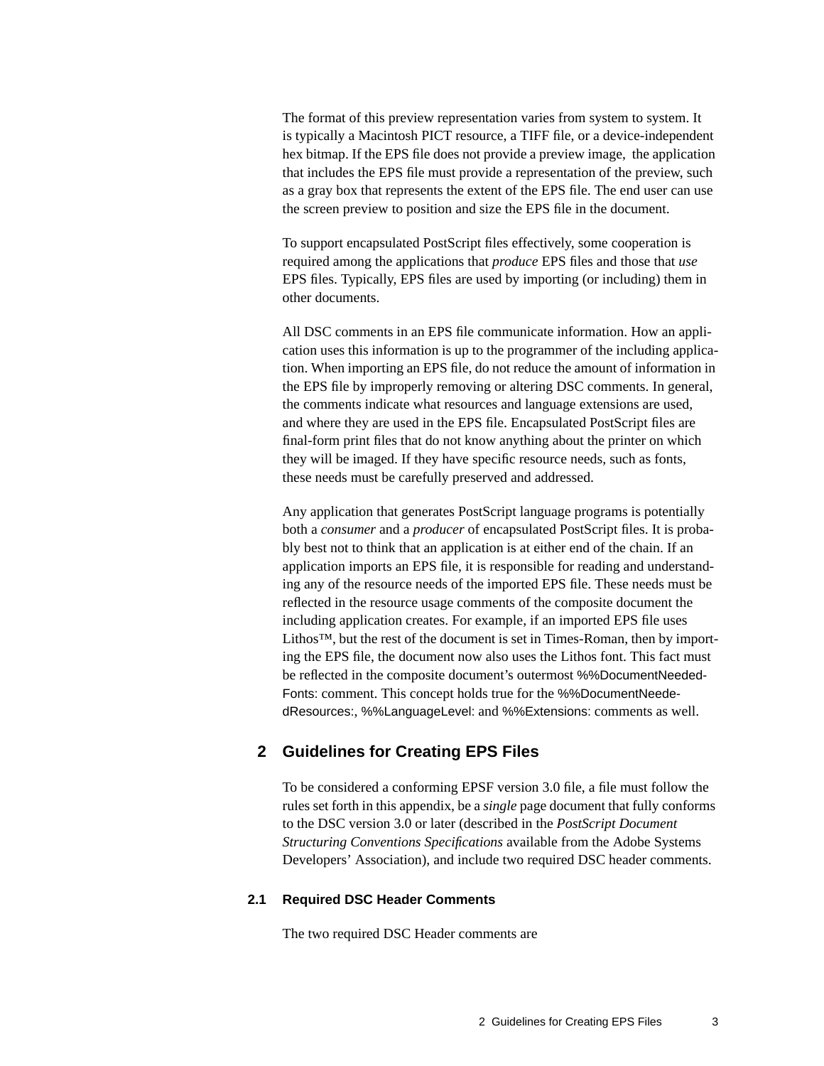The format of this preview representation varies from system to system. It is typically a Macintosh PICT resource, a TIFF file, or a device-independent hex bitmap. If the EPS file does not provide a preview image, the application that includes the EPS file must provide a representation of the preview, such as a gray box that represents the extent of the EPS file. The end user can use the screen preview to position and size the EPS file in the document.

To support encapsulated PostScript files effectively, some cooperation is required among the applications that *produce* EPS files and those that *use* EPS files. Typically, EPS files are used by importing (or including) them in other documents.

All DSC comments in an EPS file communicate information. How an application uses this information is up to the programmer of the including application. When importing an EPS file, do not reduce the amount of information in the EPS file by improperly removing or altering DSC comments. In general, the comments indicate what resources and language extensions are used, and where they are used in the EPS file. Encapsulated PostScript files are final-form print files that do not know anything about the printer on which they will be imaged. If they have specific resource needs, such as fonts, these needs must be carefully preserved and addressed.

Any application that generates PostScript language programs is potentially both a *consumer* and a *producer* of encapsulated PostScript files. It is probably best not to think that an application is at either end of the chain. If an application imports an EPS file, it is responsible for reading and understanding any of the resource needs of the imported EPS file. These needs must be reflected in the resource usage comments of the composite document the including application creates. For example, if an imported EPS file uses Lithos™, but the rest of the document is set in Times-Roman, then by importing the EPS file, the document now also uses the Lithos font. This fact must be reflected in the composite document's outermost %%DocumentNeededFonts: comment. This concept holds true for the %%DocumentNeededResources:, %%LanguageLevel: and %%Extensions: comments as well.

## 2 Guidelines for Creating EPS Files

To be considered a conforming EPSF version 3.0 file, a file must follow the rules set forth in this appendix, be a *single* page document that fully conforms to the DSC version 3.0 or later (described in the *PostScript Document Structuring Conventions Specifications* available from the Adobe Systems Developers' Association), and include two required DSC header comments.

### 2.1 Required DSC Header Comments

The two required DSC Header comments are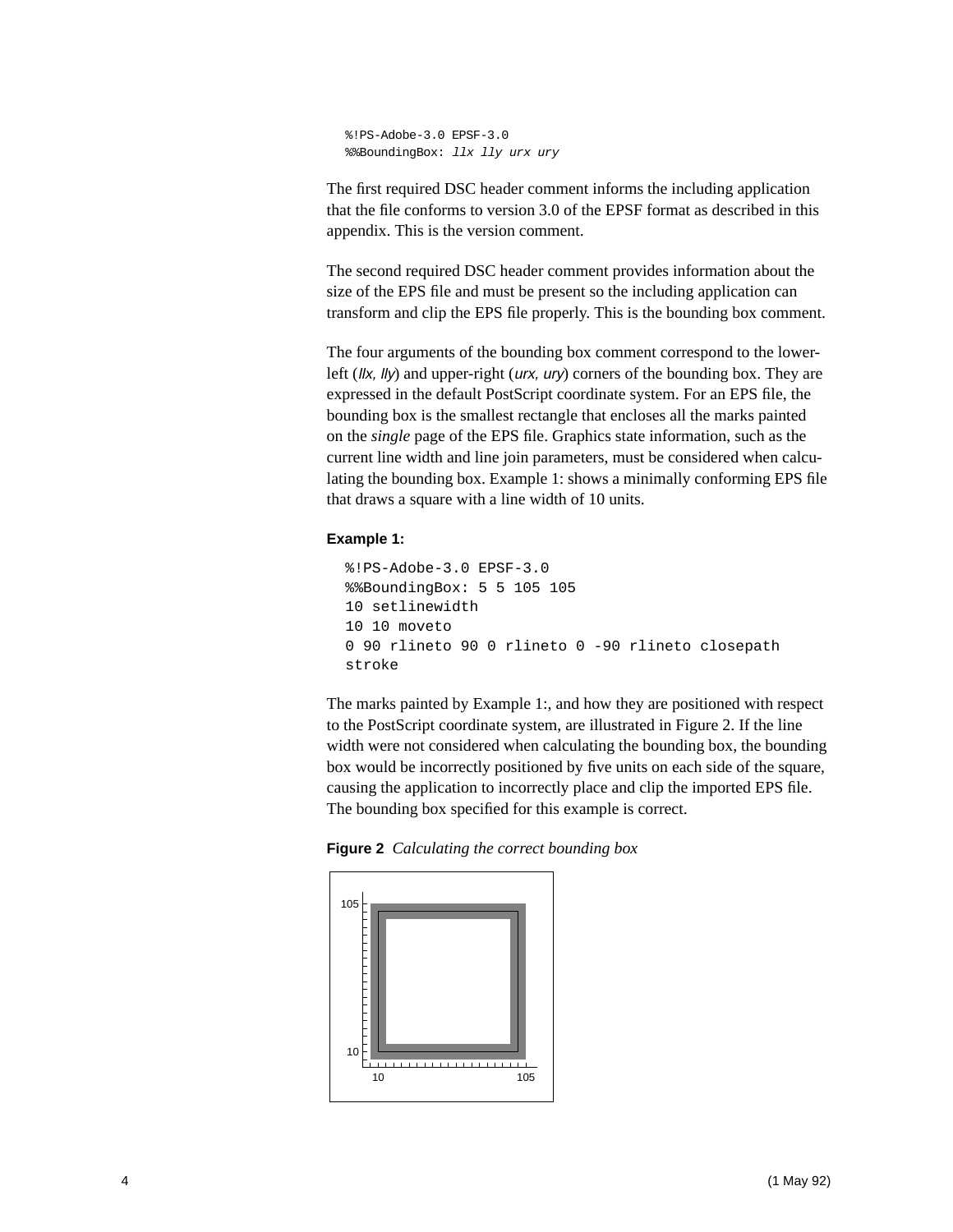```
%!PS-Adobe-3.0 EPSF-3.0
%%BoundingBox: llx lly urx ury
```

The first required DSC header comment informs the including application that the file conforms to version 3.0 of the EPSF format as described in this appendix. This is the version comment.

The second required DSC header comment provides information about the size of the EPS file and must be present so the including application can transform and clip the EPS file properly. This is the bounding box comment.

The four arguments of the bounding box comment correspond to the lower-left (*llx, lly*) and upper-right (*urx, ury*) corners of the bounding box. They are expressed in the default PostScript coordinate system. For an EPS file, the bounding box is the smallest rectangle that encloses all the marks painted on the *single* page of the EPS file. Graphics state information, such as the current line width and line join parameters, must be considered when calculating the bounding box. Example 1: shows a minimally conforming EPS file that draws a square with a line width of 10 units.

**Example 1:**

```
%!PS-Adobe-3.0 EPSF-3.0
%%BoundingBox: 5 5 105 105
10 setlinewidth
10 10 moveto
0 90 rlineto 90 0 rlineto 0 -90 rlineto closepath
stroke
```

The marks painted by Example 1:, and how they are positioned with respect to the PostScript coordinate system, are illustrated in Figure 2. If the line width were not considered when calculating the bounding box, the bounding box would be incorrectly positioned by five units on each side of the square, causing the application to incorrectly place and clip the imported EPS file. The bounding box specified for this example is correct.

**Figure 2** *Calculating the correct bounding box*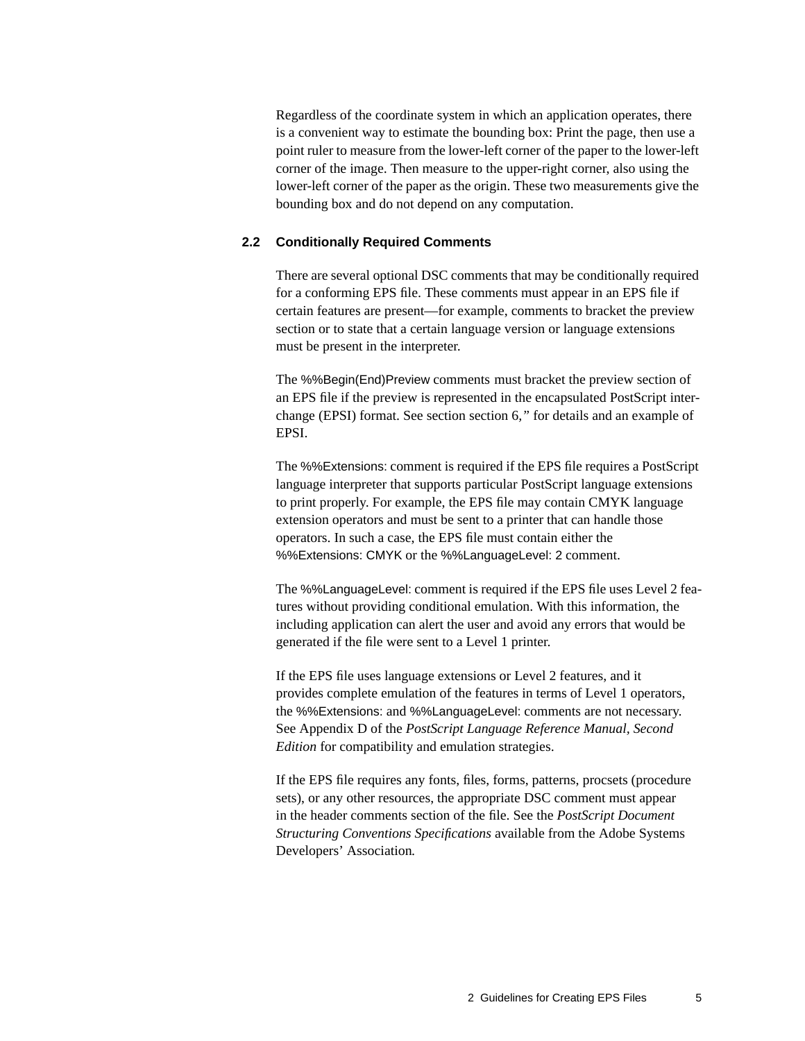Regardless of the coordinate system in which an application operates, there is a convenient way to estimate the bounding box: Print the page, then use a point ruler to measure from the lower-left corner of the paper to the lower-left corner of the image. Then measure to the upper-right corner, also using the lower-left corner of the paper as the origin. These two measurements give the bounding box and do not depend on any computation.

## 2.2 Conditionally Required Comments

There are several optional DSC comments that may be conditionally required for a conforming EPS file. These comments must appear in an EPS file if certain features are present—for example, comments to bracket the preview section or to state that a certain language version or language extensions must be present in the interpreter.

The %%Begin(End)Preview comments must bracket the preview section of an EPS file if the preview is represented in the encapsulated PostScript interchange (EPSI) format. See section section 6,” for details and an example of EPSI.

The %%Extensions: comment is required if the EPS file requires a PostScript language interpreter that supports particular PostScript language extensions to print properly. For example, the EPS file may contain CMYK language extension operators and must be sent to a printer that can handle those operators. In such a case, the EPS file must contain either the %%Extensions: CMYK or the %%LanguageLevel: 2 comment.

The %%LanguageLevel: comment is required if the EPS file uses Level 2 features without providing conditional emulation. With this information, the including application can alert the user and avoid any errors that would be generated if the file were sent to a Level 1 printer.

If the EPS file uses language extensions or Level 2 features, and it provides complete emulation of the features in terms of Level 1 operators, the %%Extensions: and %%LanguageLevel: comments are not necessary. See Appendix D of the *PostScript Language Reference Manual, Second Edition* for compatibility and emulation strategies.

If the EPS file requires any fonts, files, forms, patterns, procsets (procedure sets), or any other resources, the appropriate DSC comment must appear in the header comments section of the file. See the *PostScript Document Structuring Conventions Specifications* available from the Adobe Systems Developers’ Association.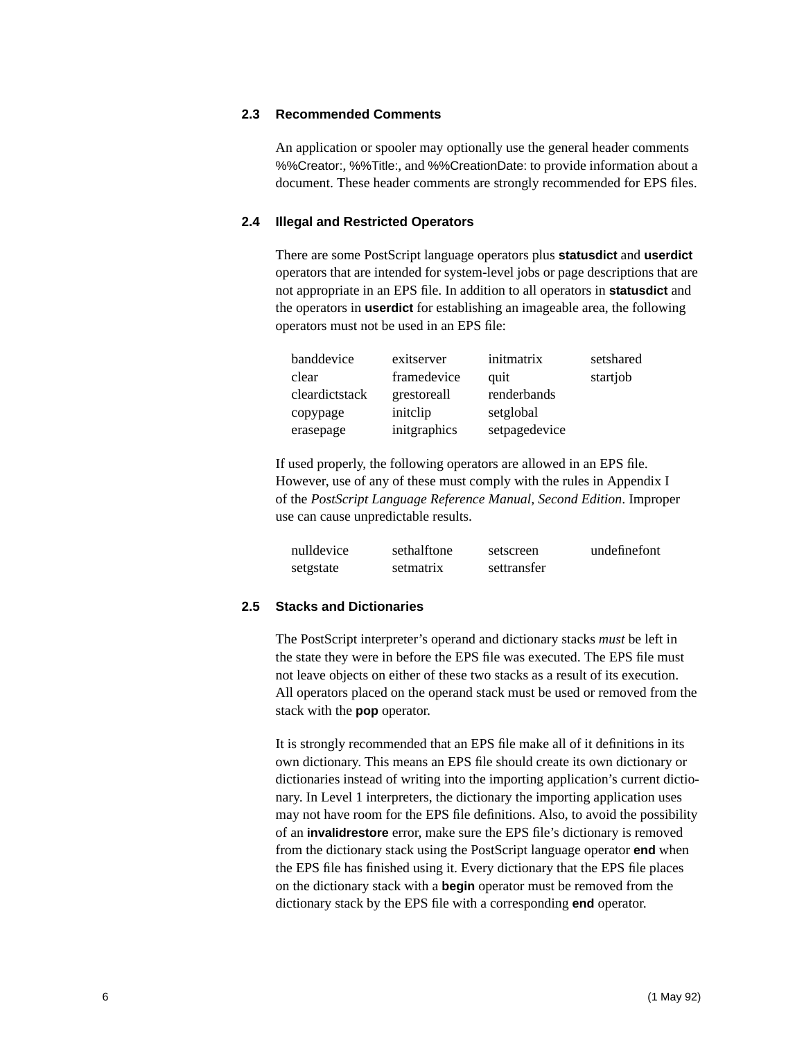### 2.3 Recommended Comments

An application or spooler may optionally use the general header comments %%Creator:, %%Title:, and %%CreationDate: to provide information about a document. These header comments are strongly recommended for EPS files.

### 2.4 Illegal and Restricted Operators

There are some PostScript language operators plus **statusdict** and **userdict** operators that are intended for system-level jobs or page descriptions that are not appropriate in an EPS file. In addition to all operators in **statusdict** and the operators in **userdict** for establishing an imageable area, the following operators must not be used in an EPS file:

| | | | |
|---|---|---|---|
| banddevice | exitserver | initmatrix | setshared |
| clear | framedevice | quit | startjob |
| cleardictstack | grestoreall | renderbands | |
| copypage | initclip | setglobal | |
| erasepage | initgraphics | setpagedevice | |

If used properly, the following operators are allowed in an EPS file. However, use of any of these must comply with the rules in Appendix I of the *PostScript Language Reference Manual, Second Edition*. Improper use can cause unpredictable results.

| | | | |
|---|---|---|---|
| nulldevice | sethalftone | setscreen | undefinefont |
| setgstate | setmatrix | settransfer | |

### 2.5 Stacks and Dictionaries

The PostScript interpreter's operand and dictionary stacks *must* be left in the state they were in before the EPS file was executed. The EPS file must not leave objects on either of these two stacks as a result of its execution. All operators placed on the operand stack must be used or removed from the stack with the **pop** operator.

It is strongly recommended that an EPS file make all of it definitions in its own dictionary. This means an EPS file should create its own dictionary or dictionaries instead of writing into the importing application's current dictionary. In Level 1 interpreters, the dictionary the importing application uses may not have room for the EPS file definitions. Also, to avoid the possibility of an **invalidrestore** error, make sure the EPS file's dictionary is removed from the dictionary stack using the PostScript language operator **end** when the EPS file has finished using it. Every dictionary that the EPS file places on the dictionary stack with a **begin** operator must be removed from the dictionary stack by the EPS file with a corresponding **end** operator.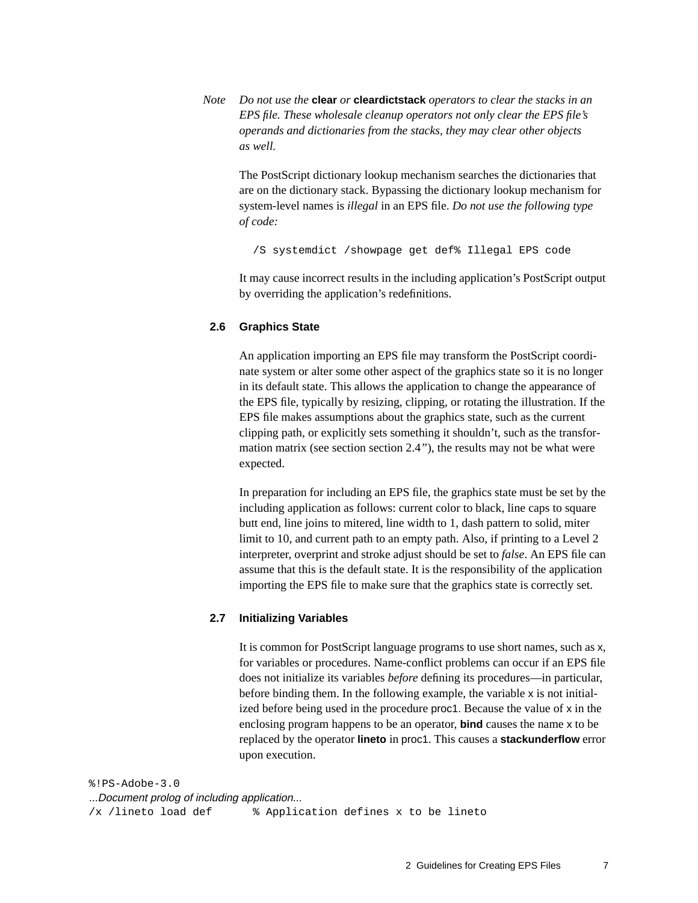*Note* *Do not use the* **clear** *or* **cleardictstack** *operators to clear the stacks in an EPS file. These wholesale cleanup operators not only clear the EPS file's operands and dictionaries from the stacks, they may clear other objects as well.*

The PostScript dictionary lookup mechanism searches the dictionaries that are on the dictionary stack. Bypassing the dictionary lookup mechanism for system-level names is *illegal* in an EPS file. *Do not use the following type of code:*

```
/S systemdict /showpage get def% Illegal EPS code
```

It may cause incorrect results in the including application's PostScript output by overriding the application's redefinitions.

## 2.6 Graphics State

An application importing an EPS file may transform the PostScript coordinate system or alter some other aspect of the graphics state so it is no longer in its default state. This allows the application to change the appearance of the EPS file, typically by resizing, clipping, or rotating the illustration. If the EPS file makes assumptions about the graphics state, such as the current clipping path, or explicitly sets something it shouldn't, such as the transformation matrix (see section section 2.4"), the results may not be what were expected.

In preparation for including an EPS file, the graphics state must be set by the including application as follows: current color to black, line caps to square butt end, line joins to mitered, line width to 1, dash pattern to solid, miter limit to 10, and current path to an empty path. Also, if printing to a Level 2 interpreter, overprint and stroke adjust should be set to *false*. An EPS file can assume that this is the default state. It is the responsibility of the application importing the EPS file to make sure that the graphics state is correctly set.

## 2.7 Initializing Variables

It is common for PostScript language programs to use short names, such as `x`, for variables or procedures. Name-conflict problems can occur if an EPS file does not initialize its variables *before* defining its procedures—in particular, before binding them. In the following example, the variable `x` is not initialized before being used in the procedure `proc1`. Because the value of `x` in the enclosing program happens to be an operator, **bind** causes the name `x` to be replaced by the operator **lineto** in `proc1`. This causes a **stackunderflow** error upon execution.

```
%!PS-Adobe-3.0
...Document prolog of including application...
/x /lineto load def       % Application defines x to be lineto
```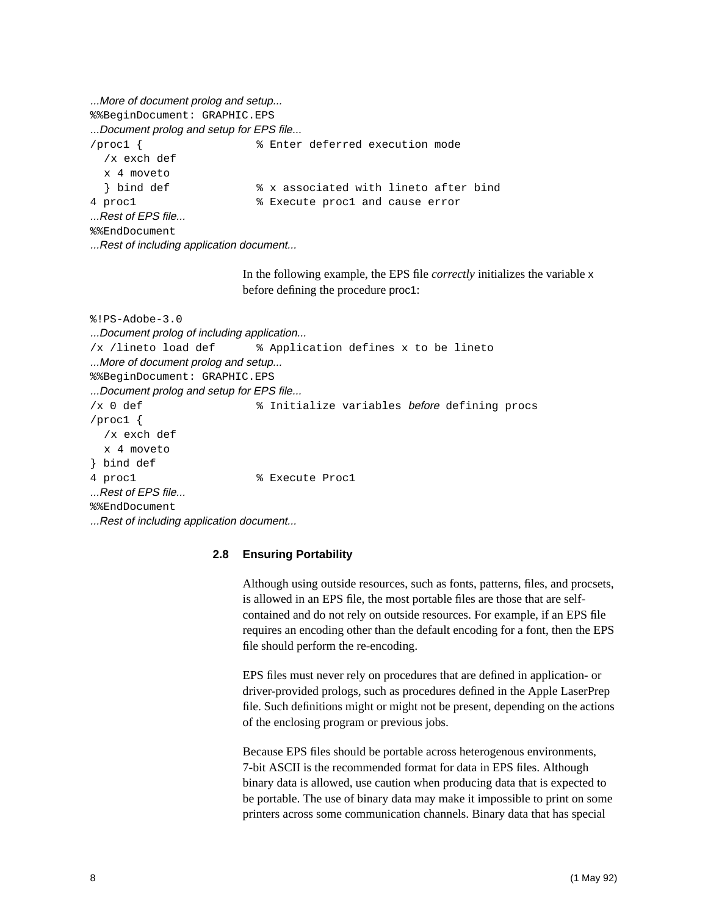```
...More of document prolog and setup...
%%BeginDocument: GRAPHIC.EPS
...Document prolog and setup for EPS file...
/proc1 {                % Enter deferred execution mode
  /x exch def
  x 4 moveto
  } bind def            % x associated with lineto after bind
4 proc1                 % Execute proc1 and cause error
...Rest of EPS file...
%%EndDocument
...Rest of including application document...
```

In the following example, the EPS file *correctly* initializes the variable x before defining the procedure proc1:

```
%!PS-Adobe-3.0
...Document prolog of including application...
/x /lineto load def     % Application defines x to be lineto
...More of document prolog and setup...
%%BeginDocument: GRAPHIC.EPS
...Document prolog and setup for EPS file...
/x 0 def                % Initialize variables before defining procs
/proc1 {
  /x exch def
  x 4 moveto
} bind def
4 proc1                 % Execute Proc1
...Rest of EPS file...
%%EndDocument
...Rest of including application document...
```

## 2.8 Ensuring Portability

Although using outside resources, such as fonts, patterns, files, and procsets, is allowed in an EPS file, the most portable files are those that are self-contained and do not rely on outside resources. For example, if an EPS file requires an encoding other than the default encoding for a font, then the EPS file should perform the re-encoding.

EPS files must never rely on procedures that are defined in application- or driver-provided prologs, such as procedures defined in the Apple LaserPrep file. Such definitions might or might not be present, depending on the actions of the enclosing program or previous jobs.

Because EPS files should be portable across heterogenous environments, 7-bit ASCII is the recommended format for data in EPS files. Although binary data is allowed, use caution when producing data that is expected to be portable. The use of binary data may make it impossible to print on some printers across some communication channels. Binary data that has special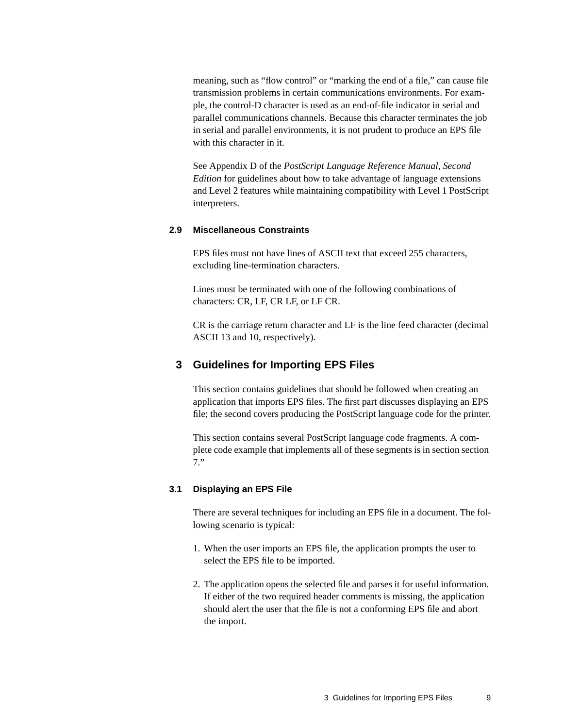meaning, such as “flow control” or “marking the end of a file,” can cause file transmission problems in certain communications environments. For example, the control-D character is used as an end-of-file indicator in serial and parallel communications channels. Because this character terminates the job in serial and parallel environments, it is not prudent to produce an EPS file with this character in it.

See Appendix D of the *PostScript Language Reference Manual, Second Edition* for guidelines about how to take advantage of language extensions and Level 2 features while maintaining compatibility with Level 1 PostScript interpreters.

### 2.9 Miscellaneous Constraints

EPS files must not have lines of ASCII text that exceed 255 characters, excluding line-termination characters.

Lines must be terminated with one of the following combinations of characters: CR, LF, CR LF, or LF CR.

CR is the carriage return character and LF is the line feed character (decimal ASCII 13 and 10, respectively).

## 3 Guidelines for Importing EPS Files

This section contains guidelines that should be followed when creating an application that imports EPS files. The first part discusses displaying an EPS file; the second covers producing the PostScript language code for the printer.

This section contains several PostScript language code fragments. A complete code example that implements all of these segments is in section section 7.”

### 3.1 Displaying an EPS File

There are several techniques for including an EPS file in a document. The following scenario is typical:

1. When the user imports an EPS file, the application prompts the user to select the EPS file to be imported.
2. The application opens the selected file and parses it for useful information. If either of the two required header comments is missing, the application should alert the user that the file is not a conforming EPS file and abort the import.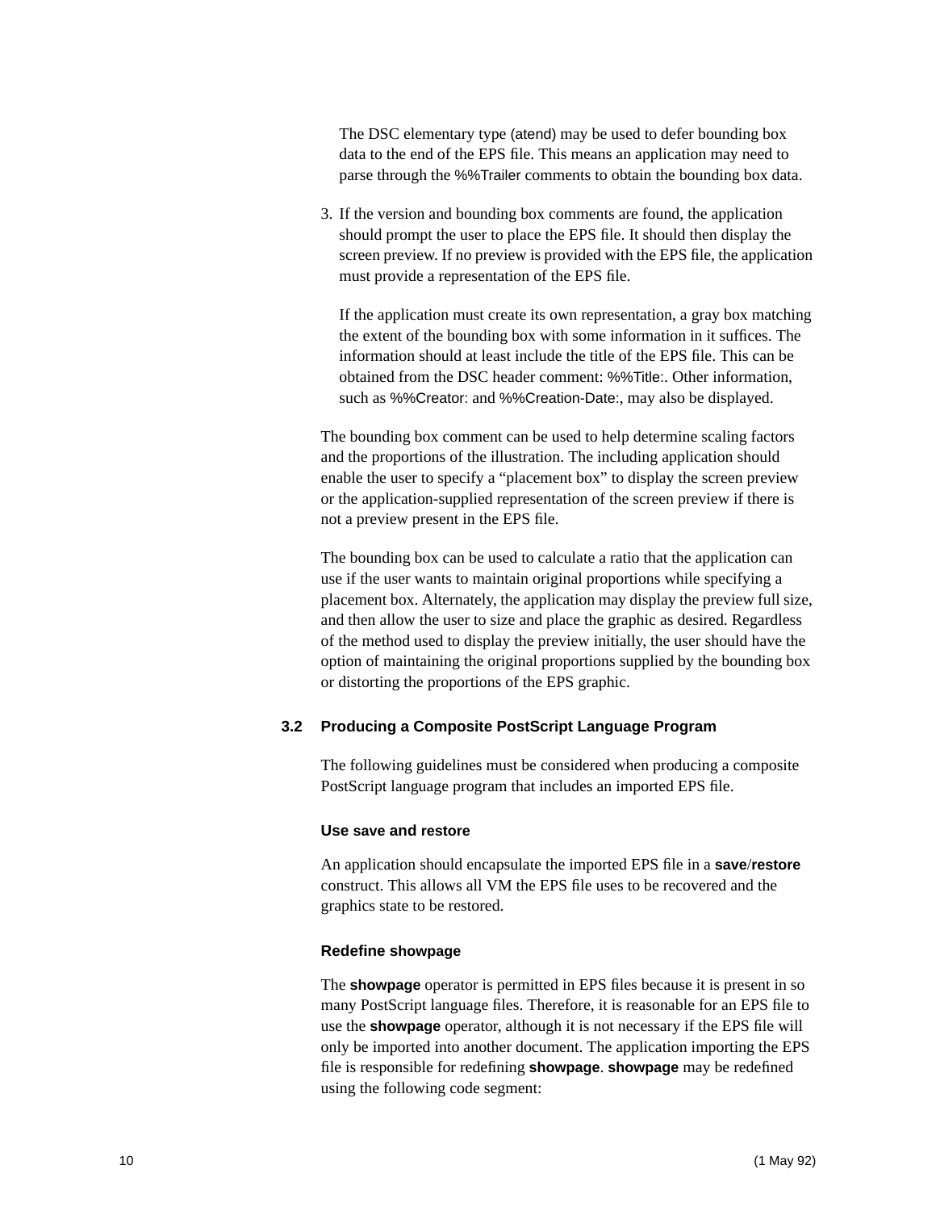The DSC elementary type (atend) may be used to defer bounding box data to the end of the EPS file. This means an application may need to parse through the %%Trailer comments to obtain the bounding box data.

3. If the version and bounding box comments are found, the application should prompt the user to place the EPS file. It should then display the screen preview. If no preview is provided with the EPS file, the application must provide a representation of the EPS file.

   If the application must create its own representation, a gray box matching the extent of the bounding box with some information in it suffices. The information should at least include the title of the EPS file. This can be obtained from the DSC header comment: %%Title:. Other information, such as %%Creator: and %%Creation-Date:, may also be displayed.

The bounding box comment can be used to help determine scaling factors and the proportions of the illustration. The including application should enable the user to specify a "placement box" to display the screen preview or the application-supplied representation of the screen preview if there is not a preview present in the EPS file.

The bounding box can be used to calculate a ratio that the application can use if the user wants to maintain original proportions while specifying a placement box. Alternately, the application may display the preview full size, and then allow the user to size and place the graphic as desired. Regardless of the method used to display the preview initially, the user should have the option of maintaining the original proportions supplied by the bounding box or distorting the proportions of the EPS graphic.

## 3.2 Producing a Composite PostScript Language Program

The following guidelines must be considered when producing a composite PostScript language program that includes an imported EPS file.

### Use save and restore

An application should encapsulate the imported EPS file in a **save**/**restore** construct. This allows all VM the EPS file uses to be recovered and the graphics state to be restored.

### Redefine showpage

The **showpage** operator is permitted in EPS files because it is present in so many PostScript language files. Therefore, it is reasonable for an EPS file to use the **showpage** operator, although it is not necessary if the EPS file will only be imported into another document. The application importing the EPS file is responsible for redefining **showpage**. **showpage** may be redefined using the following code segment: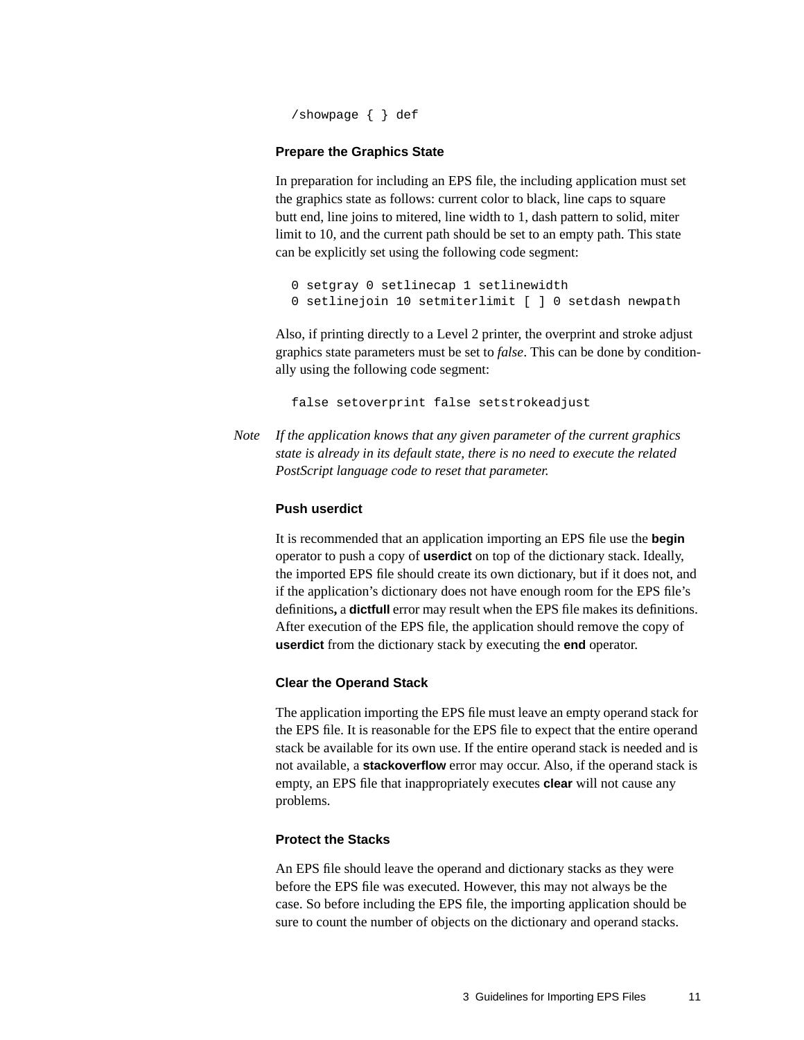```
/showpage { } def
```

### Prepare the Graphics State

In preparation for including an EPS file, the including application must set the graphics state as follows: current color to black, line caps to square butt end, line joins to mitered, line width to 1, dash pattern to solid, miter limit to 10, and the current path should be set to an empty path. This state can be explicitly set using the following code segment:

```
0 setgray 0 setlinecap 1 setlinewidth
0 setlinejoin 10 setmiterlimit [ ] 0 setdash newpath
```

Also, if printing directly to a Level 2 printer, the overprint and stroke adjust graphics state parameters must be set to *false*. This can be done by conditionally using the following code segment:

```
false setoverprint false setstrokeadjust
```

*Note* *If the application knows that any given parameter of the current graphics state is already in its default state, there is no need to execute the related PostScript language code to reset that parameter.*

### Push userdict

It is recommended that an application importing an EPS file use the **begin** operator to push a copy of **userdict** on top of the dictionary stack. Ideally, the imported EPS file should create its own dictionary, but if it does not, and if the application's dictionary does not have enough room for the EPS file's definitions**,** a **dictfull** error may result when the EPS file makes its definitions. After execution of the EPS file, the application should remove the copy of **userdict** from the dictionary stack by executing the **end** operator.

### Clear the Operand Stack

The application importing the EPS file must leave an empty operand stack for the EPS file. It is reasonable for the EPS file to expect that the entire operand stack be available for its own use. If the entire operand stack is needed and is not available, a **stackoverflow** error may occur. Also, if the operand stack is empty, an EPS file that inappropriately executes **clear** will not cause any problems.

### Protect the Stacks

An EPS file should leave the operand and dictionary stacks as they were before the EPS file was executed. However, this may not always be the case. So before including the EPS file, the importing application should be sure to count the number of objects on the dictionary and operand stacks.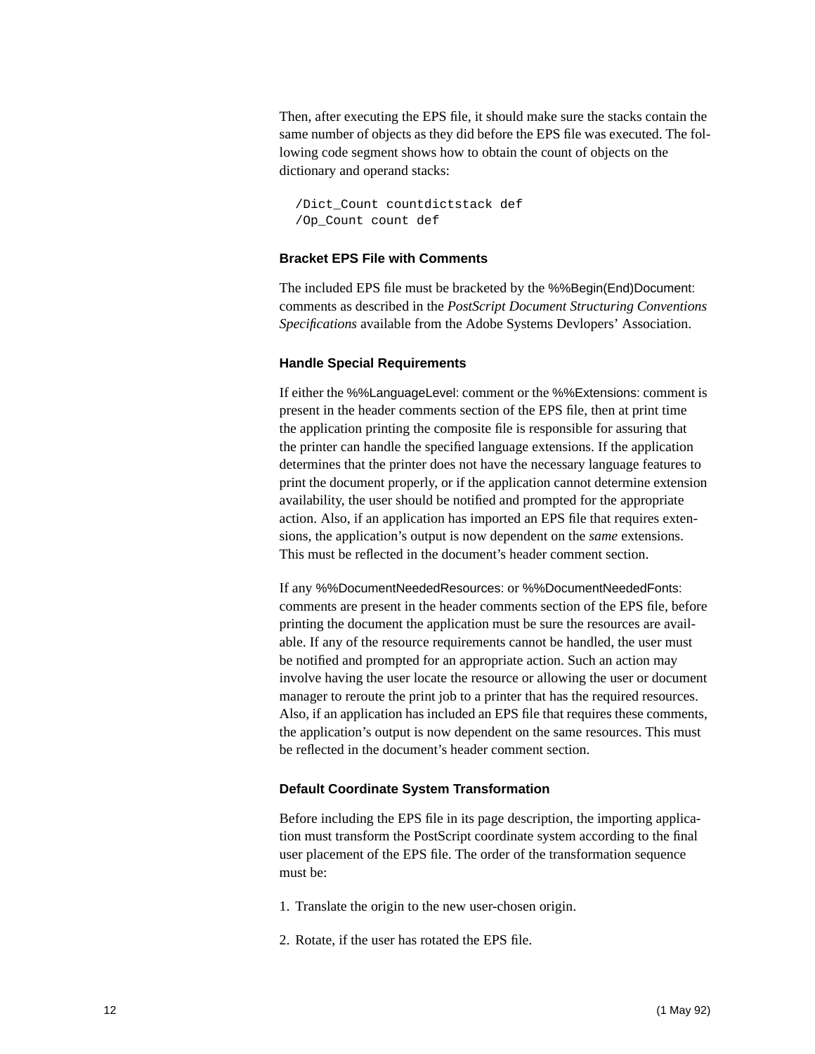Then, after executing the EPS file, it should make sure the stacks contain the same number of objects as they did before the EPS file was executed. The following code segment shows how to obtain the count of objects on the dictionary and operand stacks:

```
/Dict_Count countdictstack def
/Op_Count count def
```

### Bracket EPS File with Comments

The included EPS file must be bracketed by the %%Begin(End)Document: comments as described in the *PostScript Document Structuring Conventions Specifications* available from the Adobe Systems Devlopers' Association.

### Handle Special Requirements

If either the %%LanguageLevel: comment or the %%Extensions: comment is present in the header comments section of the EPS file, then at print time the application printing the composite file is responsible for assuring that the printer can handle the specified language extensions. If the application determines that the printer does not have the necessary language features to print the document properly, or if the application cannot determine extension availability, the user should be notified and prompted for the appropriate action. Also, if an application has imported an EPS file that requires extensions, the application's output is now dependent on the *same* extensions. This must be reflected in the document's header comment section.

If any %%DocumentNeededResources: or %%DocumentNeededFonts: comments are present in the header comments section of the EPS file, before printing the document the application must be sure the resources are available. If any of the resource requirements cannot be handled, the user must be notified and prompted for an appropriate action. Such an action may involve having the user locate the resource or allowing the user or document manager to reroute the print job to a printer that has the required resources. Also, if an application has included an EPS file that requires these comments, the application's output is now dependent on the same resources. This must be reflected in the document's header comment section.

### Default Coordinate System Transformation

Before including the EPS file in its page description, the importing application must transform the PostScript coordinate system according to the final user placement of the EPS file. The order of the transformation sequence must be:

1. Translate the origin to the new user-chosen origin.

2. Rotate, if the user has rotated the EPS file.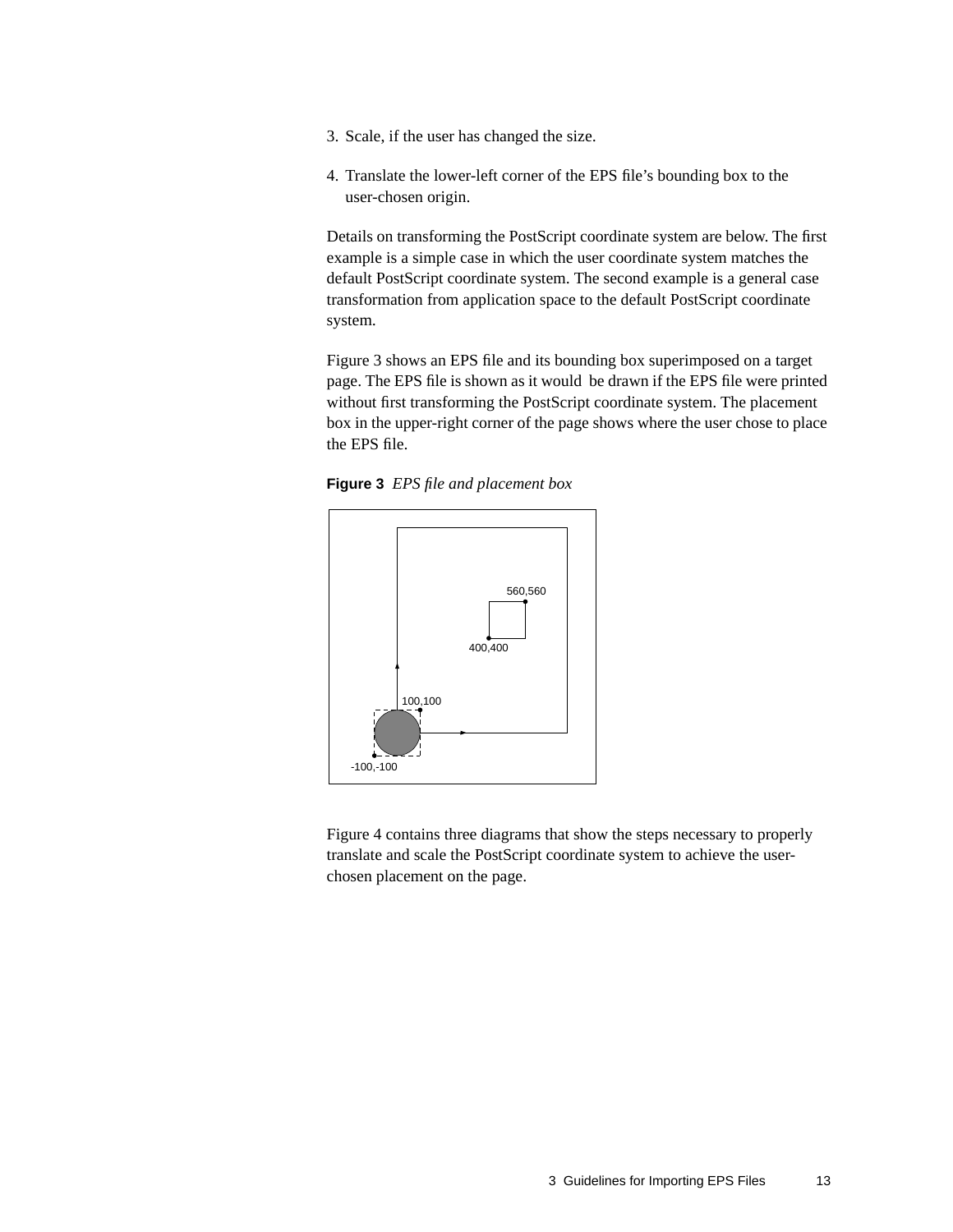3. Scale, if the user has changed the size.

4. Translate the lower-left corner of the EPS file's bounding box to the user-chosen origin.

Details on transforming the PostScript coordinate system are below. The first example is a simple case in which the user coordinate system matches the default PostScript coordinate system. The second example is a general case transformation from application space to the default PostScript coordinate system.

Figure 3 shows an EPS file and its bounding box superimposed on a target page. The EPS file is shown as it would be drawn if the EPS file were printed without first transforming the PostScript coordinate system. The placement box in the upper-right corner of the page shows where the user chose to place the EPS file.

**Figure 3** *EPS file and placement box*

Figure 4 contains three diagrams that show the steps necessary to properly translate and scale the PostScript coordinate system to achieve the user-chosen placement on the page.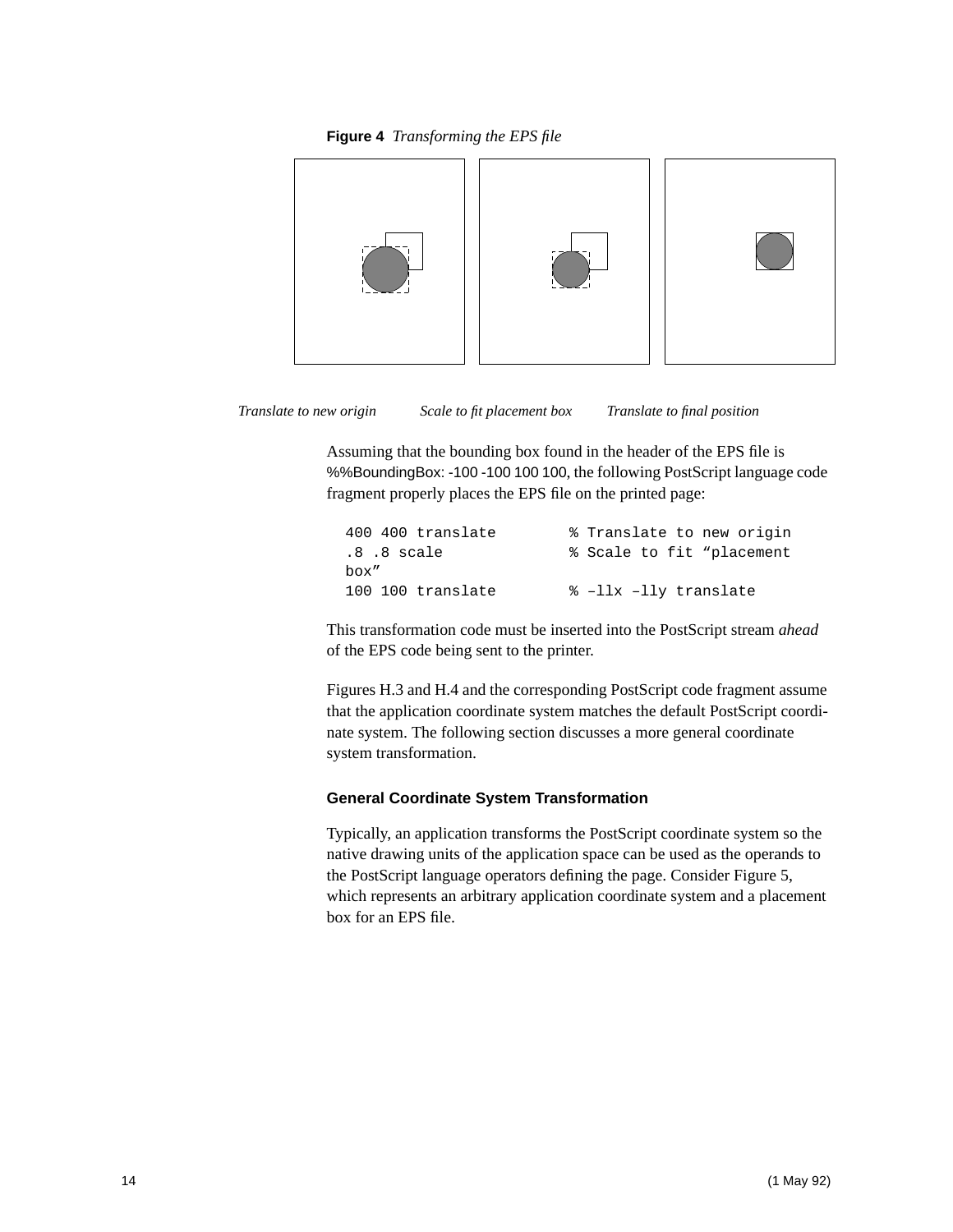**Figure 4** *Transforming the EPS file*

*Translate to new origin* *Scale to fit placement box* *Translate to final position*

Assuming that the bounding box found in the header of the EPS file is %%BoundingBox: -100 -100 100 100, the following PostScript language code fragment properly places the EPS file on the printed page:

```
400 400 translate        % Translate to new origin
.8 .8 scale              % Scale to fit "placement
box"
100 100 translate        % –llx –lly translate
```

This transformation code must be inserted into the PostScript stream *ahead* of the EPS code being sent to the printer.

Figures H.3 and H.4 and the corresponding PostScript code fragment assume that the application coordinate system matches the default PostScript coordinate system. The following section discusses a more general coordinate system transformation.

### General Coordinate System Transformation

Typically, an application transforms the PostScript coordinate system so the native drawing units of the application space can be used as the operands to the PostScript language operators defining the page. Consider Figure 5, which represents an arbitrary application coordinate system and a placement box for an EPS file.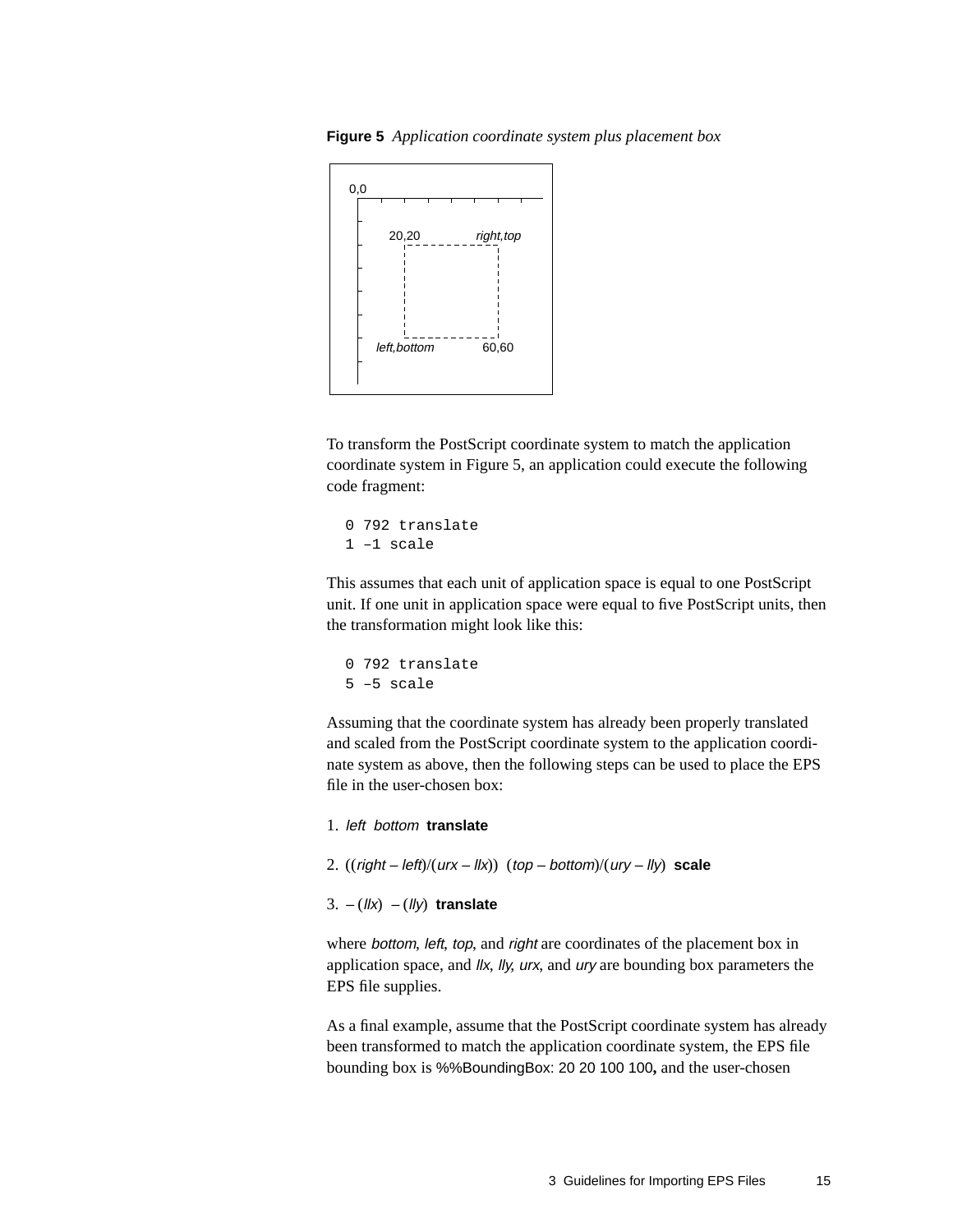**Figure 5** *Application coordinate system plus placement box*

To transform the PostScript coordinate system to match the application coordinate system in Figure 5, an application could execute the following code fragment:

```
0 792 translate
1 –1 scale
```

This assumes that each unit of application space is equal to one PostScript unit. If one unit in application space were equal to five PostScript units, then the transformation might look like this:

```
0 792 translate
5 –5 scale
```

Assuming that the coordinate system has already been properly translated and scaled from the PostScript coordinate system to the application coordinate system as above, then the following steps can be used to place the EPS file in the user-chosen box:

1. *left bottom* **translate**

2. ((*right* – *left*)/(*urx* – *llx*)) (*top* – *bottom*)/(*ury* – *lly*) **scale**

3. – (*llx*) – (*lly*) **translate**

where *bottom*, *left*, *top*, and *right* are coordinates of the placement box in application space, and *llx*, *lly*, *urx*, and *ury* are bounding box parameters the EPS file supplies.

As a final example, assume that the PostScript coordinate system has already been transformed to match the application coordinate system, the EPS file bounding box is %%BoundingBox: 20 20 100 100**,** and the user-chosen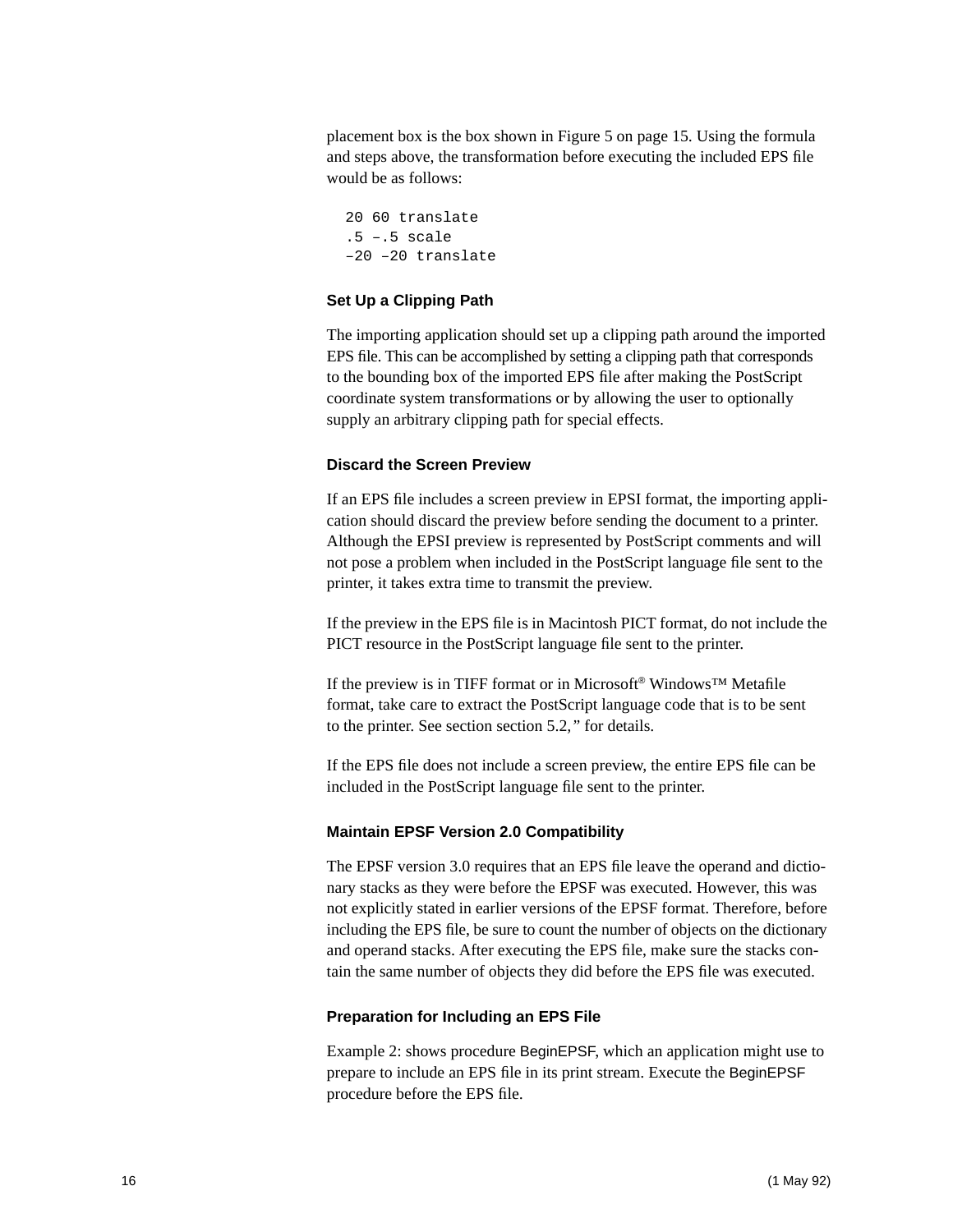placement box is the box shown in Figure 5 on page 15. Using the formula and steps above, the transformation before executing the included EPS file would be as follows:

```
20 60 translate
.5 –.5 scale
–20 –20 translate
```

### Set Up a Clipping Path

The importing application should set up a clipping path around the imported EPS file. This can be accomplished by setting a clipping path that corresponds to the bounding box of the imported EPS file after making the PostScript coordinate system transformations or by allowing the user to optionally supply an arbitrary clipping path for special effects.

### Discard the Screen Preview

If an EPS file includes a screen preview in EPSI format, the importing application should discard the preview before sending the document to a printer. Although the EPSI preview is represented by PostScript comments and will not pose a problem when included in the PostScript language file sent to the printer, it takes extra time to transmit the preview.

If the preview in the EPS file is in Macintosh PICT format, do not include the PICT resource in the PostScript language file sent to the printer.

If the preview is in TIFF format or in Microsoft® Windows™ Metafile format, take care to extract the PostScript language code that is to be sent to the printer. See section section 5.2,” for details.

If the EPS file does not include a screen preview, the entire EPS file can be included in the PostScript language file sent to the printer.

### Maintain EPSF Version 2.0 Compatibility

The EPSF version 3.0 requires that an EPS file leave the operand and dictionary stacks as they were before the EPSF was executed. However, this was not explicitly stated in earlier versions of the EPSF format. Therefore, before including the EPS file, be sure to count the number of objects on the dictionary and operand stacks. After executing the EPS file, make sure the stacks contain the same number of objects they did before the EPS file was executed.

### Preparation for Including an EPS File

Example 2: shows procedure BeginEPSF, which an application might use to prepare to include an EPS file in its print stream. Execute the BeginEPSF procedure before the EPS file.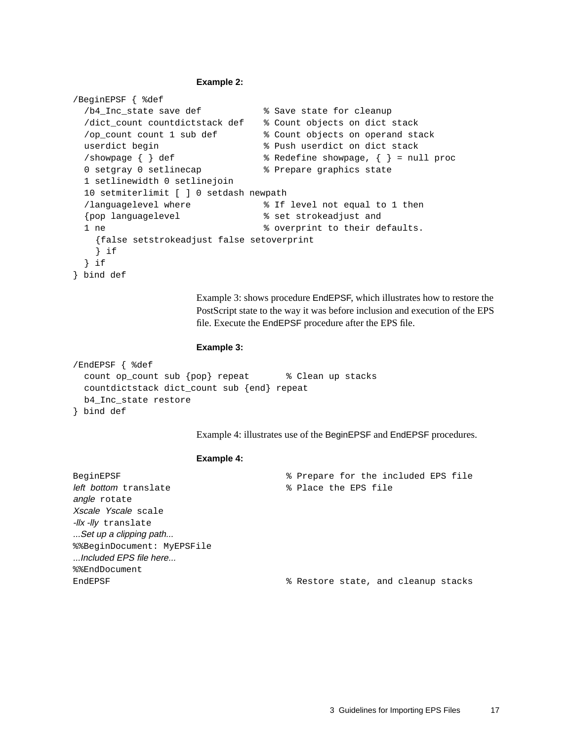**Example 2:**

```
/BeginEPSF { %def
  /b4_Inc_state save def          % Save state for cleanup
  /dict_count countdictstack def  % Count objects on dict stack
  /op_count count 1 sub def       % Count objects on operand stack
  userdict begin                  % Push userdict on dict stack
  /showpage { } def               % Redefine showpage, { } = null proc
  0 setgray 0 setlinecap          % Prepare graphics state
  1 setlinewidth 0 setlinejoin
  10 setmiterlimit [ ] 0 setdash newpath
  /languagelevel where            % If level not equal to 1 then
  {pop languagelevel              % set strokeadjust and
  1 ne                            % overprint to their defaults.
    {false setstrokeadjust false setoverprint
    } if
  } if
} bind def
```

Example 3: shows procedure EndEPSF, which illustrates how to restore the PostScript state to the way it was before inclusion and execution of the EPS file. Execute the EndEPSF procedure after the EPS file.

**Example 3:**

```
/EndEPSF { %def
  count op_count sub {pop} repeat       % Clean up stacks
  countdictstack dict_count sub {end} repeat
  b4_Inc_state restore
} bind def
```

Example 4: illustrates use of the BeginEPSF and EndEPSF procedures.

**Example 4:**

```
BeginEPSF                               % Prepare for the included EPS file
left bottom translate                   % Place the EPS file
angle rotate
Xscale Yscale scale
-llx -lly translate
...Set up a clipping path...
%%BeginDocument: MyEPSFile
...Included EPS file here...
%%EndDocument
EndEPSF                                 % Restore state, and cleanup stacks
```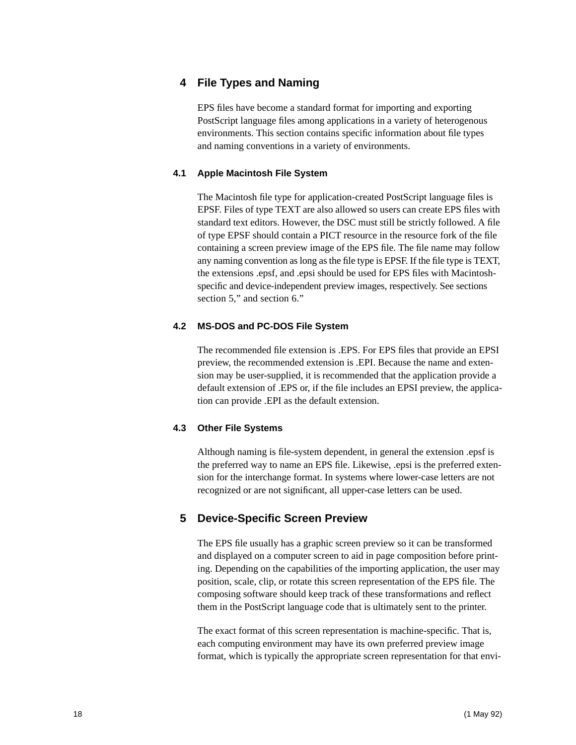# 4 File Types and Naming

EPS files have become a standard format for importing and exporting PostScript language files among applications in a variety of heterogenous environments. This section contains specific information about file types and naming conventions in a variety of environments.

## 4.1 Apple Macintosh File System

The Macintosh file type for application-created PostScript language files is EPSF. Files of type TEXT are also allowed so users can create EPS files with standard text editors. However, the DSC must still be strictly followed. A file of type EPSF should contain a PICT resource in the resource fork of the file containing a screen preview image of the EPS file. The file name may follow any naming convention as long as the file type is EPSF. If the file type is TEXT, the extensions .epsf, and .epsi should be used for EPS files with Macintosh-specific and device-independent preview images, respectively. See sections section 5," and section 6."

## 4.2 MS-DOS and PC-DOS File System

The recommended file extension is .EPS. For EPS files that provide an EPSI preview, the recommended extension is .EPI. Because the name and extension may be user-supplied, it is recommended that the application provide a default extension of .EPS or, if the file includes an EPSI preview, the application can provide .EPI as the default extension.

## 4.3 Other File Systems

Although naming is file-system dependent, in general the extension .epsf is the preferred way to name an EPS file. Likewise, .epsi is the preferred extension for the interchange format. In systems where lower-case letters are not recognized or are not significant, all upper-case letters can be used.

# 5 Device-Specific Screen Preview

The EPS file usually has a graphic screen preview so it can be transformed and displayed on a computer screen to aid in page composition before printing. Depending on the capabilities of the importing application, the user may position, scale, clip, or rotate this screen representation of the EPS file. The composing software should keep track of these transformations and reflect them in the PostScript language code that is ultimately sent to the printer.

The exact format of this screen representation is machine-specific. That is, each computing environment may have its own preferred preview image format, which is typically the appropriate screen representation for that envi-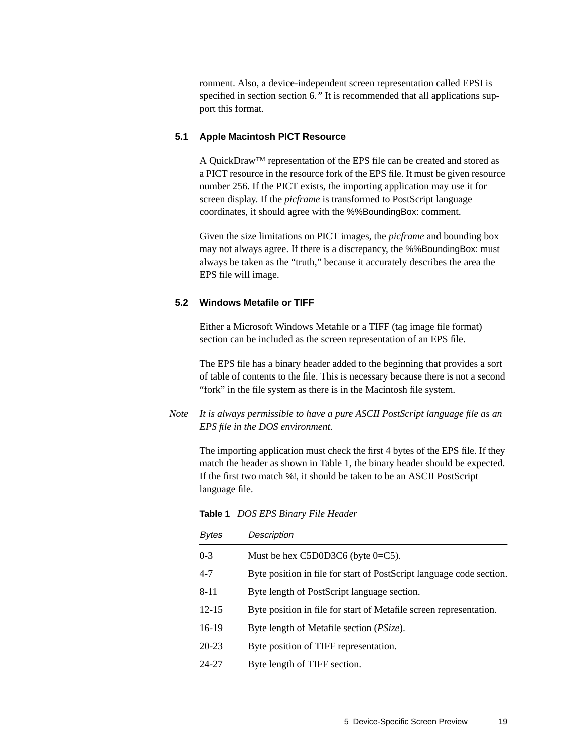ronment. Also, a device-independent screen representation called EPSI is specified in section section 6.” It is recommended that all applications support this format.

### 5.1 Apple Macintosh PICT Resource

A QuickDraw™ representation of the EPS file can be created and stored as a PICT resource in the resource fork of the EPS file. It must be given resource number 256. If the PICT exists, the importing application may use it for screen display. If the *picframe* is transformed to PostScript language coordinates, it should agree with the %%BoundingBox: comment.

Given the size limitations on PICT images, the *picframe* and bounding box may not always agree. If there is a discrepancy, the %%BoundingBox: must always be taken as the “truth,” because it accurately describes the area the EPS file will image.

### 5.2 Windows Metafile or TIFF

Either a Microsoft Windows Metafile or a TIFF (tag image file format) section can be included as the screen representation of an EPS file.

The EPS file has a binary header added to the beginning that provides a sort of table of contents to the file. This is necessary because there is not a second “fork” in the file system as there is in the Macintosh file system.

*Note* *It is always permissible to have a pure ASCII PostScript language file as an EPS file in the DOS environment.*

The importing application must check the first 4 bytes of the EPS file. If they match the header as shown in Table 1, the binary header should be expected. If the first two match %!, it should be taken to be an ASCII PostScript language file.

**Table 1** *DOS EPS Binary File Header*

| *Bytes* | *Description* |
|---|---|
| 0-3 | Must be hex C5D0D3C6 (byte 0=C5). |
| 4-7 | Byte position in file for start of PostScript language code section. |
| 8-11 | Byte length of PostScript language section. |
| 12-15 | Byte position in file for start of Metafile screen representation. |
| 16-19 | Byte length of Metafile section (*PSize*). |
| 20-23 | Byte position of TIFF representation. |
| 24-27 | Byte length of TIFF section. |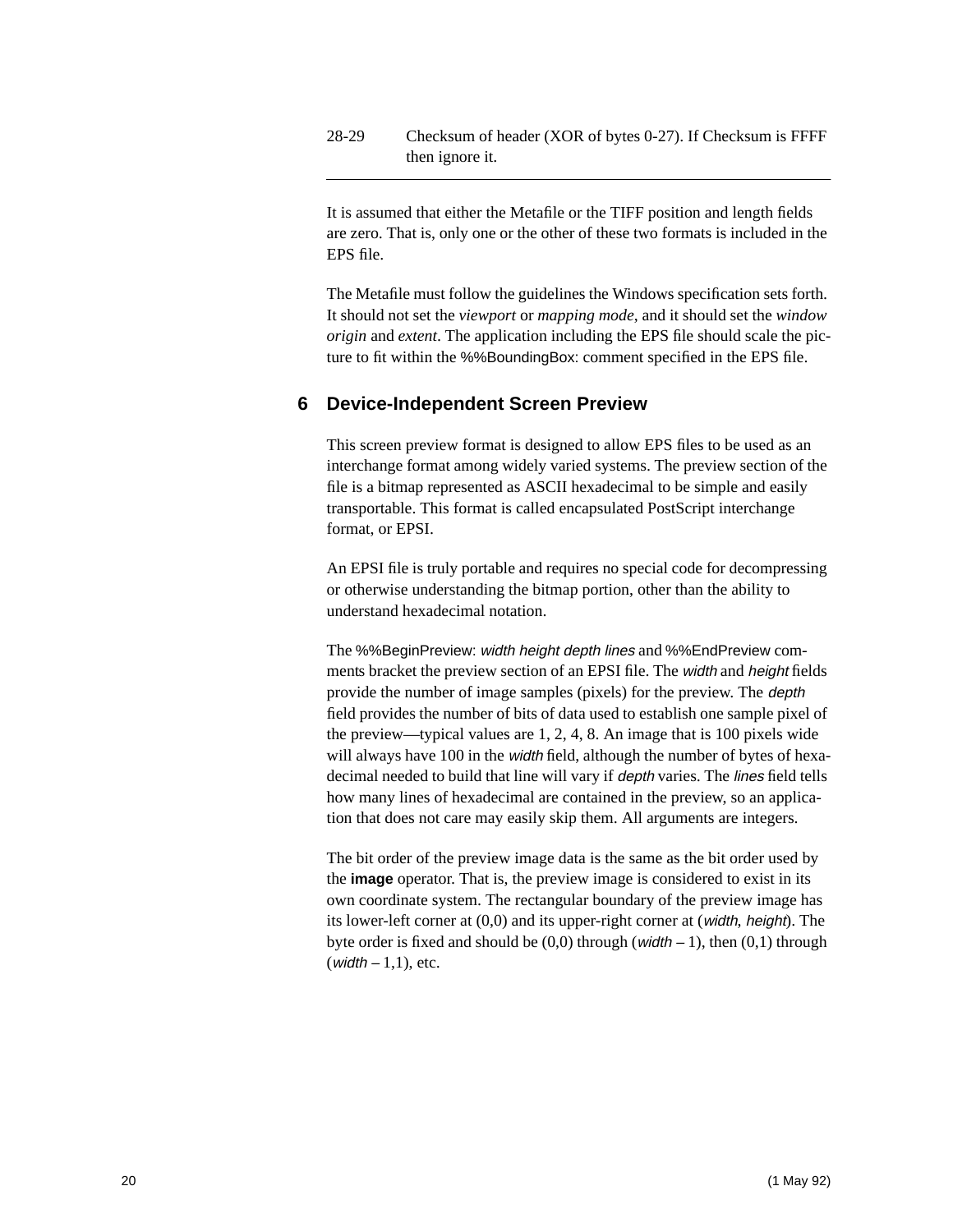| | |
|---|---|
| 28-29 | Checksum of header (XOR of bytes 0-27). If Checksum is FFFF then ignore it. |

It is assumed that either the Metafile or the TIFF position and length fields are zero. That is, only one or the other of these two formats is included in the EPS file.

The Metafile must follow the guidelines the Windows specification sets forth. It should not set the *viewport* or *mapping mode*, and it should set the *window origin* and *extent*. The application including the EPS file should scale the picture to fit within the %%BoundingBox: comment specified in the EPS file.

## 6 Device-Independent Screen Preview

This screen preview format is designed to allow EPS files to be used as an interchange format among widely varied systems. The preview section of the file is a bitmap represented as ASCII hexadecimal to be simple and easily transportable. This format is called encapsulated PostScript interchange format, or EPSI.

An EPSI file is truly portable and requires no special code for decompressing or otherwise understanding the bitmap portion, other than the ability to understand hexadecimal notation.

The %%BeginPreview: *width height depth lines* and %%EndPreview comments bracket the preview section of an EPSI file. The *width* and *height* fields provide the number of image samples (pixels) for the preview. The *depth* field provides the number of bits of data used to establish one sample pixel of the preview—typical values are 1, 2, 4, 8. An image that is 100 pixels wide will always have 100 in the *width* field, although the number of bytes of hexadecimal needed to build that line will vary if *depth* varies. The *lines* field tells how many lines of hexadecimal are contained in the preview, so an application that does not care may easily skip them. All arguments are integers.

The bit order of the preview image data is the same as the bit order used by the **image** operator. That is, the preview image is considered to exist in its own coordinate system. The rectangular boundary of the preview image has its lower-left corner at (0,0) and its upper-right corner at (*width*, *height*). The byte order is fixed and should be (0,0) through (*width* – 1), then (0,1) through (*width* – 1,1), etc.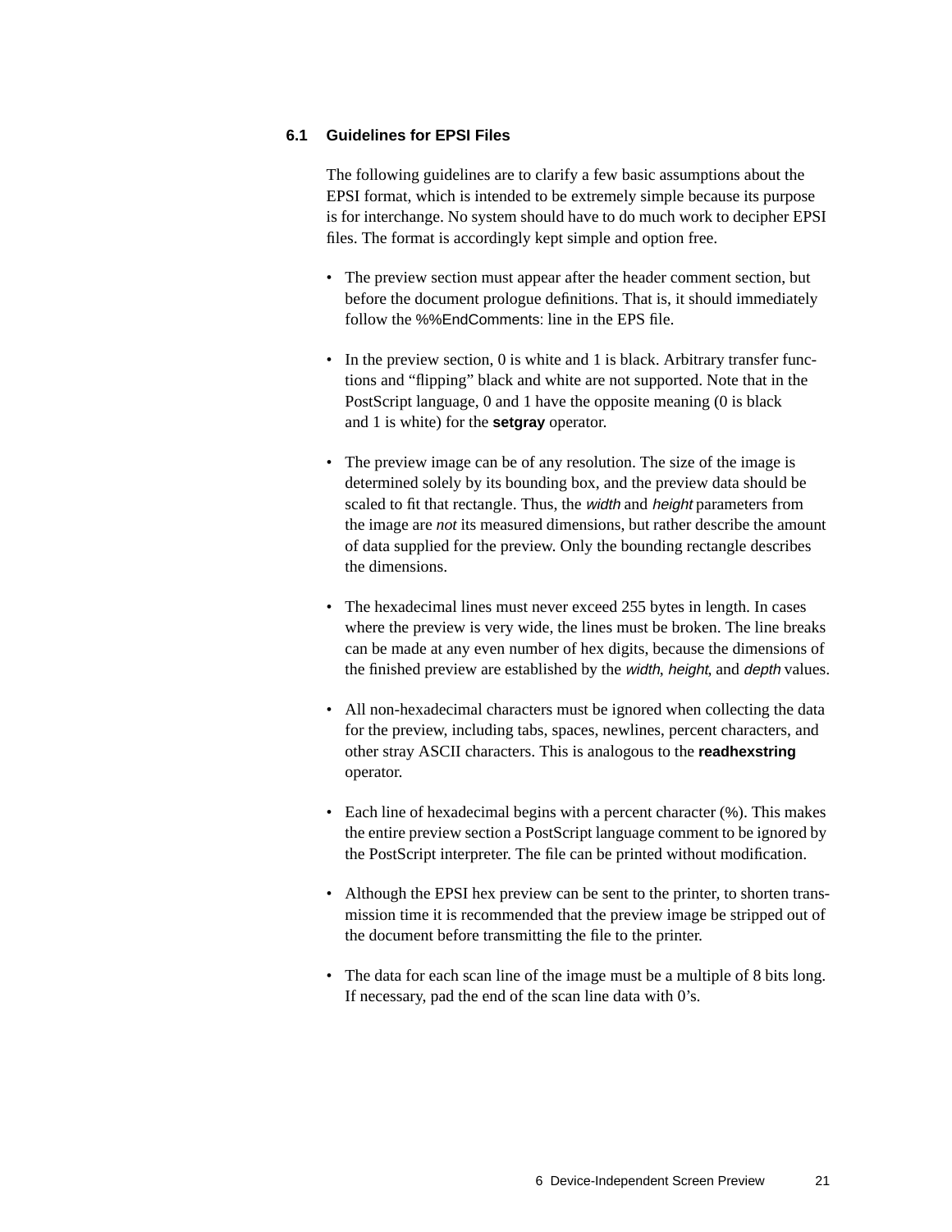### 6.1 Guidelines for EPSI Files

The following guidelines are to clarify a few basic assumptions about the EPSI format, which is intended to be extremely simple because its purpose is for interchange. No system should have to do much work to decipher EPSI files. The format is accordingly kept simple and option free.

- The preview section must appear after the header comment section, but before the document prologue definitions. That is, it should immediately follow the %%EndComments: line in the EPS file.
- In the preview section, 0 is white and 1 is black. Arbitrary transfer functions and "flipping" black and white are not supported. Note that in the PostScript language, 0 and 1 have the opposite meaning (0 is black and 1 is white) for the **setgray** operator.
- The preview image can be of any resolution. The size of the image is determined solely by its bounding box, and the preview data should be scaled to fit that rectangle. Thus, the *width* and *height* parameters from the image are *not* its measured dimensions, but rather describe the amount of data supplied for the preview. Only the bounding rectangle describes the dimensions.
- The hexadecimal lines must never exceed 255 bytes in length. In cases where the preview is very wide, the lines must be broken. The line breaks can be made at any even number of hex digits, because the dimensions of the finished preview are established by the *width*, *height*, and *depth* values.
- All non-hexadecimal characters must be ignored when collecting the data for the preview, including tabs, spaces, newlines, percent characters, and other stray ASCII characters. This is analogous to the **readhexstring** operator.
- Each line of hexadecimal begins with a percent character (%). This makes the entire preview section a PostScript language comment to be ignored by the PostScript interpreter. The file can be printed without modification.
- Although the EPSI hex preview can be sent to the printer, to shorten transmission time it is recommended that the preview image be stripped out of the document before transmitting the file to the printer.
- The data for each scan line of the image must be a multiple of 8 bits long. If necessary, pad the end of the scan line data with 0's.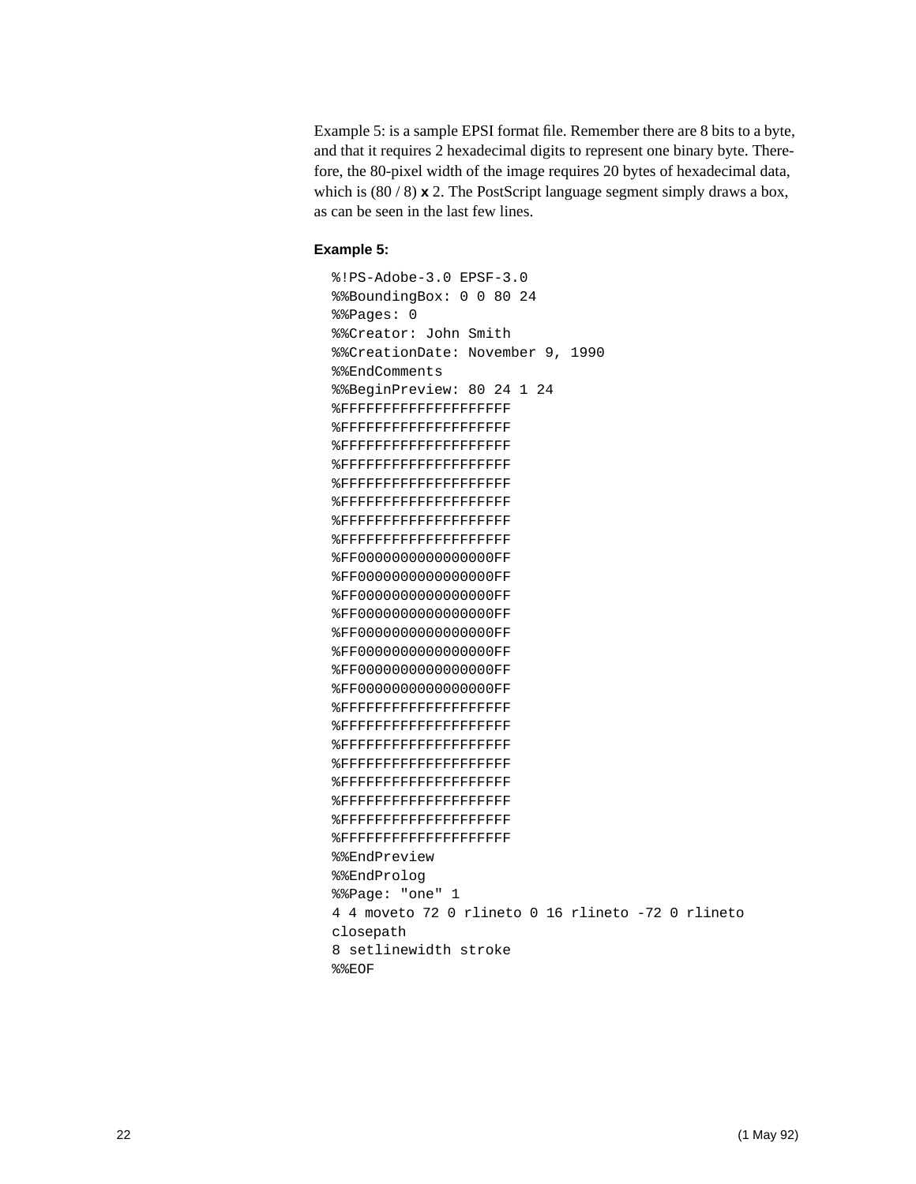Example 5: is a sample EPSI format file. Remember there are 8 bits to a byte, and that it requires 2 hexadecimal digits to represent one binary byte. Therefore, the 80-pixel width of the image requires 20 bytes of hexadecimal data, which is (80 / 8) **x** 2. The PostScript language segment simply draws a box, as can be seen in the last few lines.

**Example 5:**

```
%!PS-Adobe-3.0 EPSF-3.0
%%BoundingBox: 0 0 80 24
%%Pages: 0
%%Creator: John Smith
%%CreationDate: November 9, 1990
%%EndComments
%%BeginPreview: 80 24 1 24
%FFFFFFFFFFFFFFFFFFFF
%FFFFFFFFFFFFFFFFFFFF
%FFFFFFFFFFFFFFFFFFFF
%FFFFFFFFFFFFFFFFFFFF
%FFFFFFFFFFFFFFFFFFFF
%FFFFFFFFFFFFFFFFFFFF
%FFFFFFFFFFFFFFFFFFFF
%FFFFFFFFFFFFFFFFFFFF
%FF0000000000000000FF
%FF0000000000000000FF
%FF0000000000000000FF
%FF0000000000000000FF
%FF0000000000000000FF
%FF0000000000000000FF
%FF0000000000000000FF
%FF0000000000000000FF
%FFFFFFFFFFFFFFFFFFFF
%FFFFFFFFFFFFFFFFFFFF
%FFFFFFFFFFFFFFFFFFFF
%FFFFFFFFFFFFFFFFFFFF
%FFFFFFFFFFFFFFFFFFFF
%FFFFFFFFFFFFFFFFFFFF
%FFFFFFFFFFFFFFFFFFFF
%FFFFFFFFFFFFFFFFFFFF
%%EndPreview
%%EndProlog
%%Page: "one" 1
4 4 moveto 72 0 rlineto 0 16 rlineto -72 0 rlineto
closepath
8 setlinewidth stroke
%%EOF
```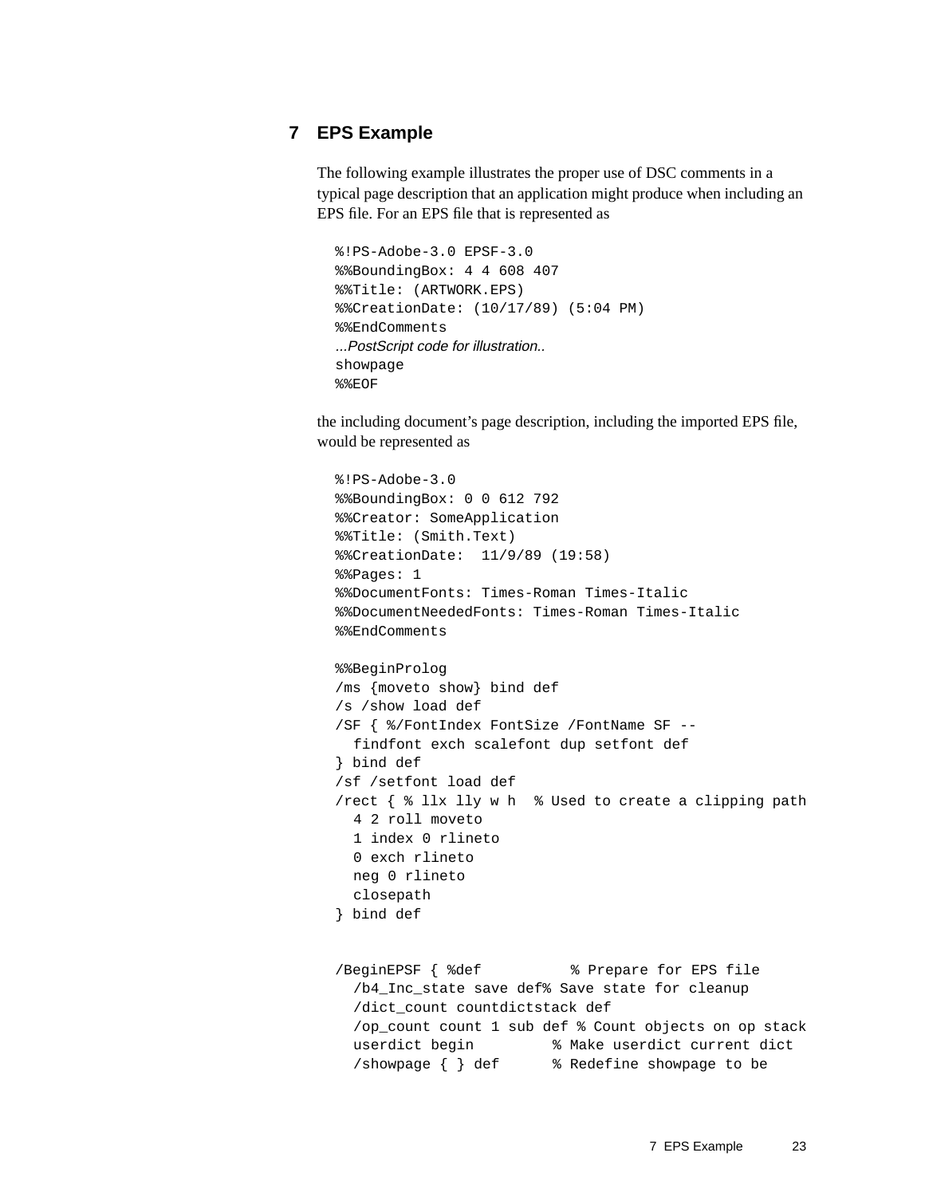## 7 EPS Example

The following example illustrates the proper use of DSC comments in a typical page description that an application might produce when including an EPS file. For an EPS file that is represented as

```
%!PS-Adobe-3.0 EPSF-3.0
%%BoundingBox: 4 4 608 407
%%Title: (ARTWORK.EPS)
%%CreationDate: (10/17/89) (5:04 PM)
%%EndComments
...PostScript code for illustration..
showpage
%%EOF
```

the including document's page description, including the imported EPS file, would be represented as

```
%!PS-Adobe-3.0
%%BoundingBox: 0 0 612 792
%%Creator: SomeApplication
%%Title: (Smith.Text)
%%CreationDate:  11/9/89 (19:58)
%%Pages: 1
%%DocumentFonts: Times-Roman Times-Italic
%%DocumentNeededFonts: Times-Roman Times-Italic
%%EndComments

%%BeginProlog
/ms {moveto show} bind def
/s /show load def
/SF { %/FontIndex FontSize /FontName SF --
  findfont exch scalefont dup setfont def
} bind def
/sf /setfont load def
/rect { % llx lly w h  % Used to create a clipping path
  4 2 roll moveto
  1 index 0 rlineto
  0 exch rlineto
  neg 0 rlineto
  closepath
} bind def


/BeginEPSF { %def          % Prepare for EPS file
  /b4_Inc_state save def% Save state for cleanup
  /dict_count countdictstack def
  /op_count count 1 sub def % Count objects on op stack
  userdict begin         % Make userdict current dict
  /showpage { } def      % Redefine showpage to be
```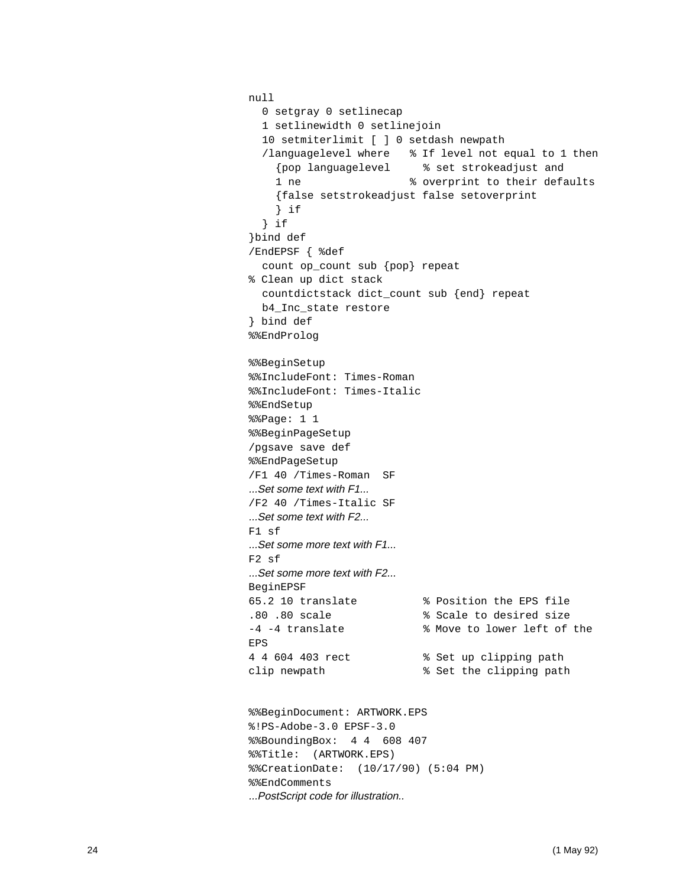```
null
  0 setgray 0 setlinecap
  1 setlinewidth 0 setlinejoin
  10 setmiterlimit [ ] 0 setdash newpath
  /languagelevel where   % If level not equal to 1 then
    {pop languagelevel     % set strokeadjust and
    1 ne                % overprint to their defaults
    {false setstrokeadjust false setoverprint
    } if
  } if
}bind def
/EndEPSF { %def
  count op_count sub {pop} repeat
% Clean up dict stack
  countdictstack dict_count sub {end} repeat
  b4_Inc_state restore
} bind def
%%EndProlog

%%BeginSetup
%%IncludeFont: Times-Roman
%%IncludeFont: Times-Italic
%%EndSetup
%%Page: 1 1
%%BeginPageSetup
/pgsave save def
%%EndPageSetup
/F1 40 /Times-Roman  SF
...Set some text with F1...
/F2 40 /Times-Italic SF
...Set some text with F2...
F1 sf
...Set some more text with F1...
F2 sf
...Set some more text with F2...
BeginEPSF
65.2 10 translate          % Position the EPS file
.80 .80 scale              % Scale to desired size
-4 -4 translate            % Move to lower left of the
EPS
4 4 604 403 rect           % Set up clipping path
clip newpath               % Set the clipping path


%%BeginDocument: ARTWORK.EPS
%!PS-Adobe-3.0 EPSF-3.0
%%BoundingBox:  4 4  608 407
%%Title:  (ARTWORK.EPS)
%%CreationDate:  (10/17/90) (5:04 PM)
%%EndComments
...PostScript code for illustration..
```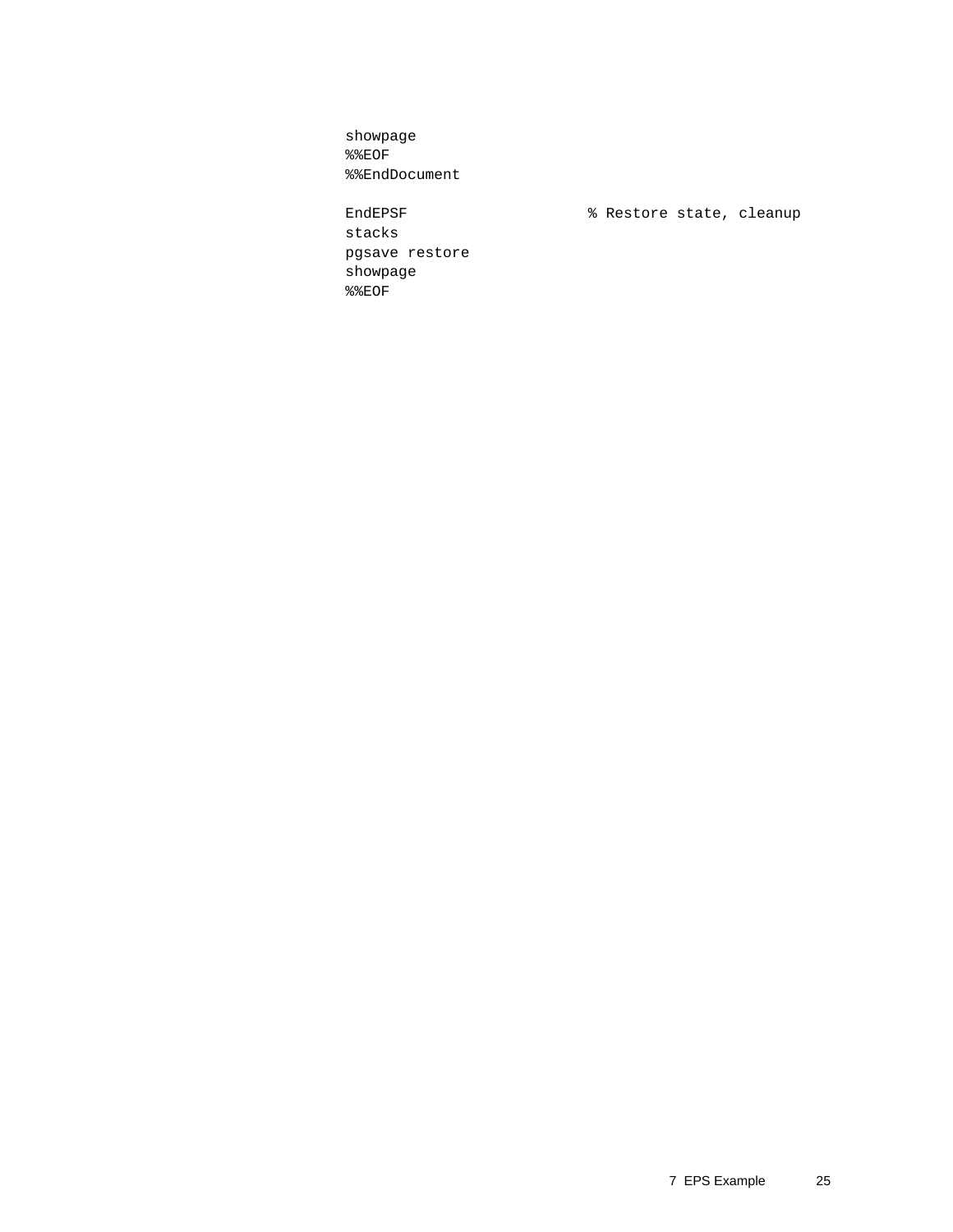```
showpage
%%EOF
%%EndDocument

EndEPSF                    % Restore state, cleanup
stacks
pgsave restore
showpage
%%EOF
```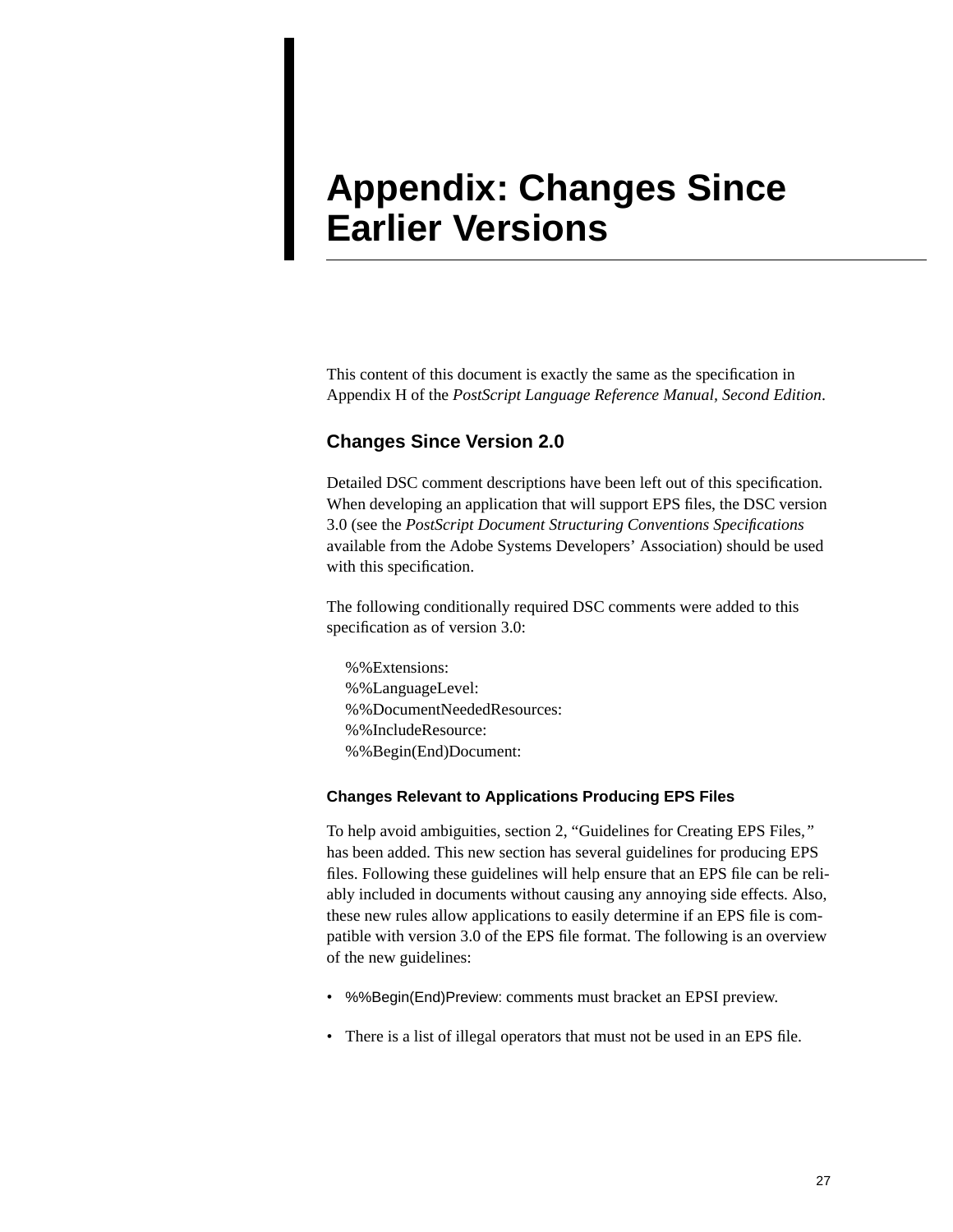# Appendix: Changes Since Earlier Versions

This content of this document is exactly the same as the specification in Appendix H of the *PostScript Language Reference Manual, Second Edition*.

## Changes Since Version 2.0

Detailed DSC comment descriptions have been left out of this specification. When developing an application that will support EPS files, the DSC version 3.0 (see the *PostScript Document Structuring Conventions Specifications* available from the Adobe Systems Developers' Association) should be used with this specification.

The following conditionally required DSC comments were added to this specification as of version 3.0:

```
%%Extensions:
%%LanguageLevel:
%%DocumentNeededResources:
%%IncludeResource:
%%Begin(End)Document:
```

### Changes Relevant to Applications Producing EPS Files

To help avoid ambiguities, section 2, "Guidelines for Creating EPS Files," has been added. This new section has several guidelines for producing EPS files. Following these guidelines will help ensure that an EPS file can be reliably included in documents without causing any annoying side effects. Also, these new rules allow applications to easily determine if an EPS file is compatible with version 3.0 of the EPS file format. The following is an overview of the new guidelines:

- %%Begin(End)Preview: comments must bracket an EPSI preview.
- There is a list of illegal operators that must not be used in an EPS file.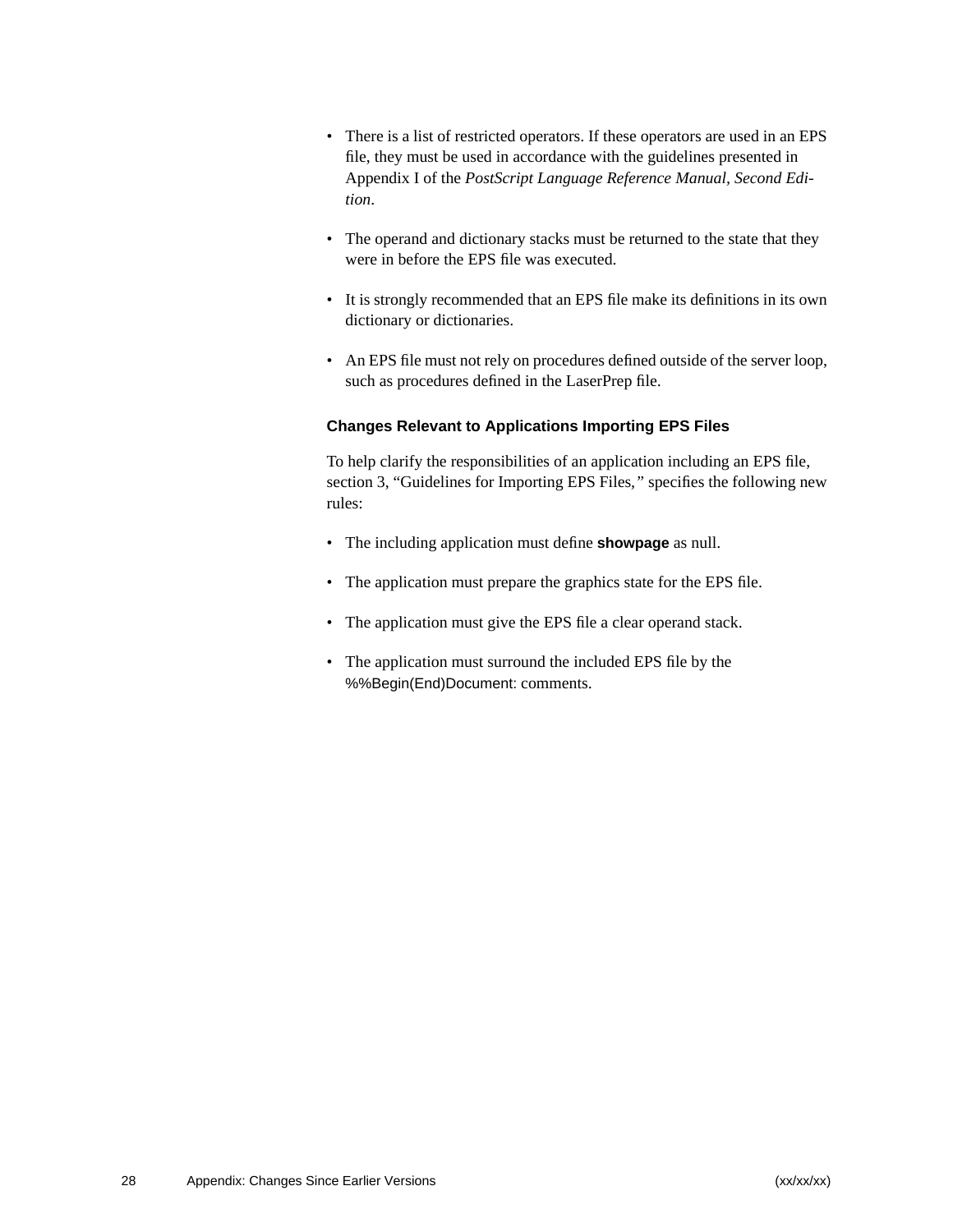- There is a list of restricted operators. If these operators are used in an EPS file, they must be used in accordance with the guidelines presented in Appendix I of the *PostScript Language Reference Manual, Second Edition*.

- The operand and dictionary stacks must be returned to the state that they were in before the EPS file was executed.

- It is strongly recommended that an EPS file make its definitions in its own dictionary or dictionaries.

- An EPS file must not rely on procedures defined outside of the server loop, such as procedures defined in the LaserPrep file.

#### Changes Relevant to Applications Importing EPS Files

To help clarify the responsibilities of an application including an EPS file, section 3, "Guidelines for Importing EPS Files," specifies the following new rules:

- The including application must define **showpage** as null.

- The application must prepare the graphics state for the EPS file.

- The application must give the EPS file a clear operand stack.

- The application must surround the included EPS file by the %%Begin(End)Document: comments.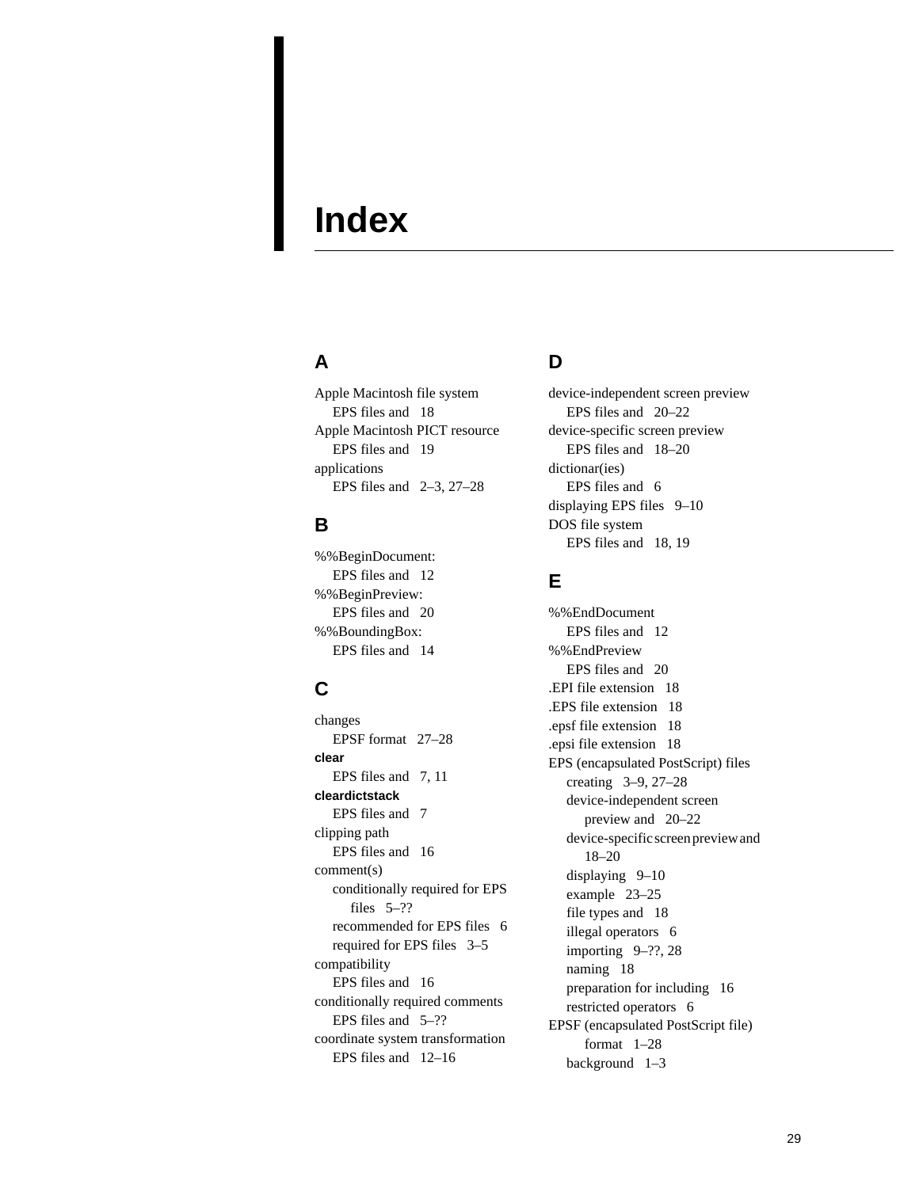# Index

## A

Apple Macintosh file system
- EPS files and 18

Apple Macintosh PICT resource
- EPS files and 19

applications
- EPS files and 2–3, 27–28

## B

%%BeginDocument:
- EPS files and 12

%%BeginPreview:
- EPS files and 20

%%BoundingBox:
- EPS files and 14

## C

changes
- EPSF format 27–28

**clear**
- EPS files and 7, 11

**cleardictstack**
- EPS files and 7

clipping path
- EPS files and 16

comment(s)
- conditionally required for EPS files 5–??
- recommended for EPS files 6
- required for EPS files 3–5

compatibility
- EPS files and 16

conditionally required comments
- EPS files and 5–??

coordinate system transformation
- EPS files and 12–16

## D

device-independent screen preview
- EPS files and 20–22

device-specific screen preview
- EPS files and 18–20

dictionar(ies)
- EPS files and 6

displaying EPS files 9–10

DOS file system
- EPS files and 18, 19

## E

%%EndDocument
- EPS files and 12

%%EndPreview
- EPS files and 20

.EPI file extension 18

.EPS file extension 18

.epsf file extension 18

.epsi file extension 18

EPS (encapsulated PostScript) files
- creating 3–9, 27–28
- device-independent screen preview and 20–22
- device-specific screen preview and 18–20
- displaying 9–10
- example 23–25
- file types and 18
- illegal operators 6
- importing 9–??, 28
- naming 18
- preparation for including 16
- restricted operators 6

EPSF (encapsulated PostScript file) format 1–28
- background 1–3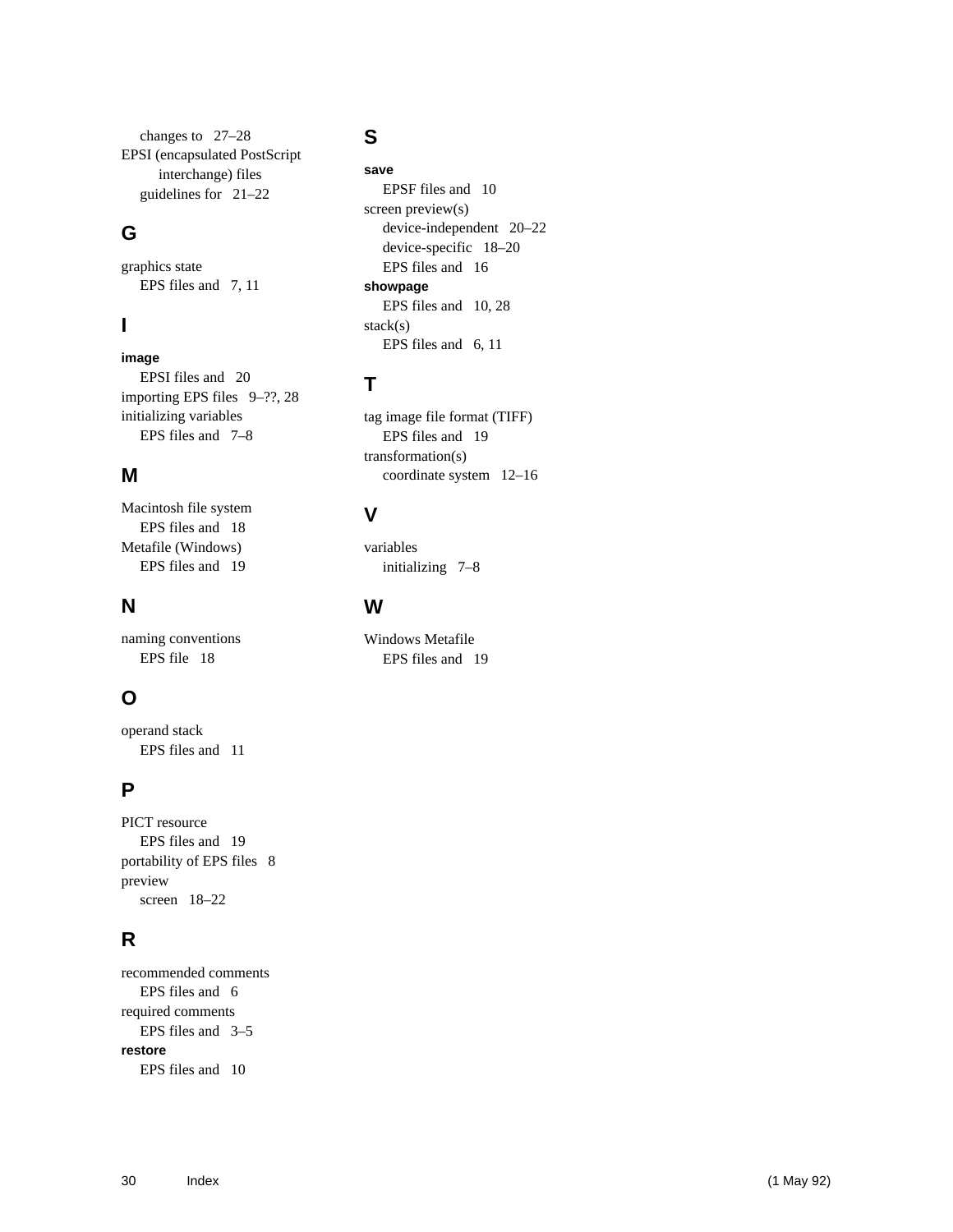changes to   27–28

EPSI (encapsulated PostScript interchange) files
    guidelines for   21–22

## G

graphics state
    EPS files and   7, 11

## I

**image**
    EPSI files and   20

importing EPS files   9–??, 28

initializing variables
    EPS files and   7–8

## M

Macintosh file system
    EPS files and   18

Metafile (Windows)
    EPS files and   19

## N

naming conventions
    EPS file   18

## O

operand stack
    EPS files and   11

## P

PICT resource
    EPS files and   19

portability of EPS files   8

preview
    screen   18–22

## R

recommended comments
    EPS files and   6

required comments
    EPS files and   3–5

**restore**
    EPS files and   10

## S

**save**
    EPSF files and   10

screen preview(s)
    device-independent   20–22
    device-specific   18–20
    EPS files and   16

**showpage**
    EPS files and   10, 28

stack(s)
    EPS files and   6, 11

## T

tag image file format (TIFF)
    EPS files and   19

transformation(s)
    coordinate system   12–16

## V

variables
    initializing   7–8

## W

Windows Metafile
    EPS files and   19